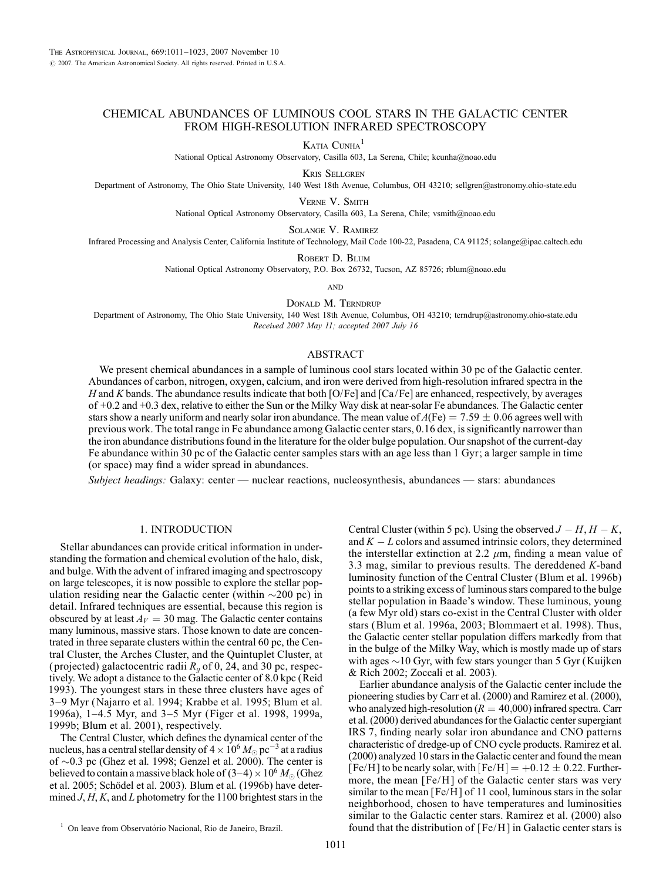# CHEMICAL ABUNDANCES OF LUMINOUS COOL STARS IN THE GALACTIC CENTER FROM HIGH-RESOLUTION INFRARED SPECTROSCOPY

Katia Cunha[1]

National Optical Astronomy Observatory, Casilla 603, La Serena, Chile; kcunha@noao.edu

Kris Sellgren

Department of Astronomy, The Ohio State University, 140 West 18th Avenue, Columbus, OH 43210; sellgren@astronomy.ohio-state.edu

Verne V. Smith

National Optical Astronomy Observatory, Casilla 603, La Serena, Chile; vsmith@noao.edu

Solange V. Ramirez

Infrared Processing and Analysis Center, California Institute of Technology, Mail Code 100-22, Pasadena, CA 91125; solange@ipac.caltech.edu

Robert D. Blum

National Optical Astronomy Observatory, P.O. Box 26732, Tucson, AZ 85726; rblum@noao.edu

and

Donald M. Terndrup

Department of Astronomy, The Ohio State University, 140 West 18th Avenue, Columbus, OH 43210; terndrup@astronomy.ohio-state.edu

*Received 2007 May 11; accepted 2007 July 16*

## ABSTRACT

We present chemical abundances in a sample of luminous cool stars located within 30 pc of the Galactic center. Abundances of carbon, nitrogen, oxygen, calcium, and iron were derived from high-resolution infrared spectra in the $H$ and $K$ bands. The abundance results indicate that both [O/Fe] and [Ca/Fe] are enhanced, respectively, by averages of +0.2 and +0.3 dex, relative to either the Sun or the Milky Way disk at near-solar Fe abundances. The Galactic center stars show a nearly uniform and nearly solar iron abundance. The mean value of $A(\mathrm{Fe}) = 7.59 \pm 0.06$ agrees well with previous work. The total range in Fe abundance among Galactic center stars, 0.16 dex, is significantly narrower than the iron abundance distributions found in the literature for the older bulge population. Our snapshot of the current-day Fe abundance within 30 pc of the Galactic center samples stars with an age less than 1 Gyr; a larger sample in time (or space) may find a wider spread in abundances.

*Subject headings:* Galaxy: center — nuclear reactions, nucleosynthesis, abundances — stars: abundances

## 1. INTRODUCTION

Stellar abundances can provide critical information in understanding the formation and chemical evolution of the halo, disk, and bulge. With the advent of infrared imaging and spectroscopy on large telescopes, it is now possible to explore the stellar population residing near the Galactic center (within ~200 pc) in detail. Infrared techniques are essential, because this region is obscured by at least $A_V = 30$ mag. The Galactic center contains many luminous, massive stars. Those known to date are concentrated in three separate clusters within the central 60 pc, the Central Cluster, the Arches Cluster, and the Quintuplet Cluster, at (projected) galactocentric radii $R_g$ of 0, 24, and 30 pc, respectively. We adopt a distance to the Galactic center of 8.0 kpc (Reid 1993). The youngest stars in these three clusters have ages of 3–9 Myr (Najarro et al. 1994; Krabbe et al. 1995; Blum et al. 1996a), 1–4.5 Myr, and 3–5 Myr (Figer et al. 1998, 1999a, 1999b; Blum et al. 2001), respectively.

The Central Cluster, which defines the dynamical center of the nucleus, has a central stellar density of $4 \times 10^6\ M_\odot\ \mathrm{pc}^{-3}$ at a radius of ~0.3 pc (Ghez et al. 1998; Genzel et al. 2000). The center is believed to contain a massive black hole of $(3\text{–}4) \times 10^6\ M_\odot$ (Ghez et al. 2005; Schödel et al. 2003). Blum et al. (1996b) have determined $J$, $H$, $K$, and $L$ photometry for the 1100 brightest stars in the Central Cluster (within 5 pc). Using the observed $J-H$, $H-K$, and $K-L$ colors and assumed intrinsic colors, they determined the interstellar extinction at 2.2 $\mu$m, finding a mean value of 3.3 mag, similar to previous results. The dereddened $K$-band luminosity function of the Central Cluster (Blum et al. 1996b) points to a striking excess of luminous stars compared to the bulge stellar population in Baade's window. These luminous, young (a few Myr old) stars co-exist in the Central Cluster with older stars (Blum et al. 1996a, 2003; Blommaert et al. 1998). Thus, the Galactic center stellar population differs markedly from that in the bulge of the Milky Way, which is mostly made up of stars with ages ~10 Gyr, with few stars younger than 5 Gyr (Kuijken & Rich 2002; Zoccali et al. 2003).

Earlier abundance analysis of the Galactic center include the pioneering studies by Carr et al. (2000) and Ramirez et al. (2000), who analyzed high-resolution ($R = 40{,}000$) infrared spectra. Carr et al. (2000) derived abundances for the Galactic center supergiant IRS 7, finding nearly solar iron abundance and CNO patterns characteristic of dredge-up of CNO cycle products. Ramirez et al. (2000) analyzed 10 stars in the Galactic center and found the mean [Fe/H] to be nearly solar, with $[\mathrm{Fe/H}] = +0.12 \pm 0.22$. Furthermore, the mean [Fe/H] of the Galactic center stars was very similar to the mean [Fe/H] of 11 cool, luminous stars in the solar neighborhood, chosen to have temperatures and luminosities similar to the Galactic center stars. Ramirez et al. (2000) also found that the distribution of [Fe/H] in Galactic center stars is

[1] On leave from Observatório Nacional, Rio de Janeiro, Brazil.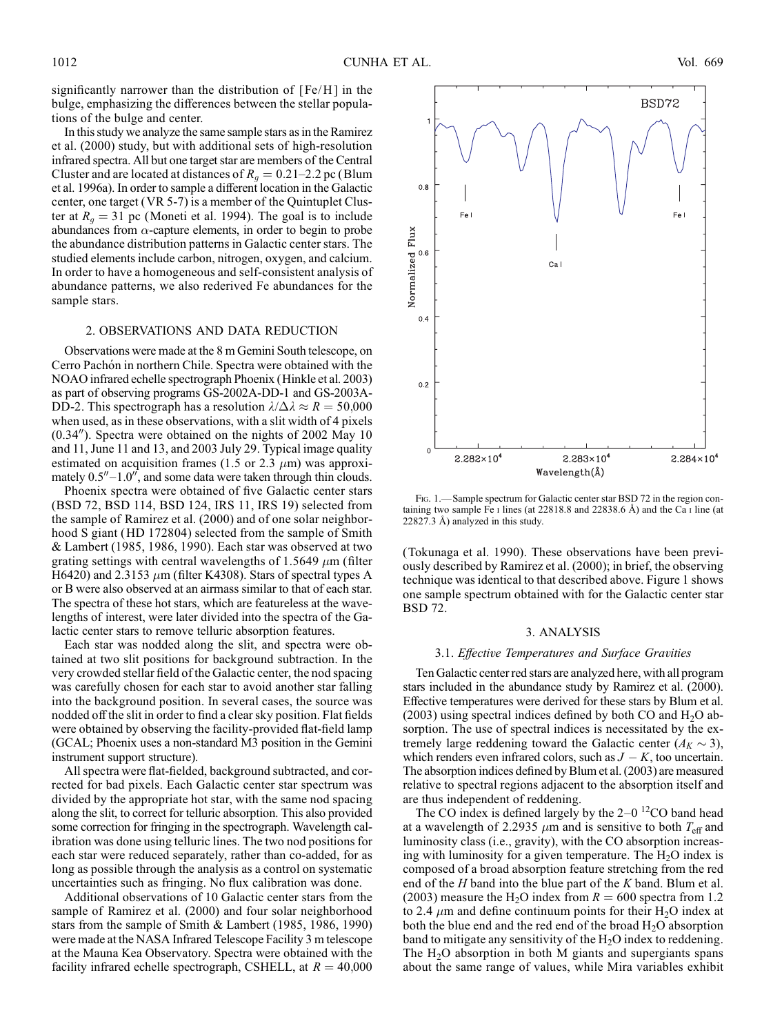significantly narrower than the distribution of [Fe/H] in the bulge, emphasizing the differences between the stellar populations of the bulge and center.

In this study we analyze the same sample stars as in the Ramirez et al. (2000) study, but with additional sets of high-resolution infrared spectra. All but one target star are members of the Central Cluster and are located at distances of $R_g = 0.21$–$2.2$ pc (Blum et al. 1996a). In order to sample a different location in the Galactic center, one target (VR 5-7) is a member of the Quintuplet Cluster at $R_g = 31$ pc (Moneti et al. 1994). The goal is to include abundances from $\alpha$-capture elements, in order to begin to probe the abundance distribution patterns in Galactic center stars. The studied elements include carbon, nitrogen, oxygen, and calcium. In order to have a homogeneous and self-consistent analysis of abundance patterns, we also rederived Fe abundances for the sample stars.

## 2. OBSERVATIONS AND DATA REDUCTION

Observations were made at the 8 m Gemini South telescope, on Cerro Pachón in northern Chile. Spectra were obtained with the NOAO infrared echelle spectrograph Phoenix (Hinkle et al. 2003) as part of observing programs GS-2002A-DD-1 and GS-2003A-DD-2. This spectrograph has a resolution $\lambda/\Delta\lambda \approx R = 50{,}000$ when used, as in these observations, with a slit width of 4 pixels ($0.34''$). Spectra were obtained on the nights of 2002 May 10 and 11, June 11 and 13, and 2003 July 29. Typical image quality estimated on acquisition frames (1.5 or 2.3 $\mu$m) was approximately $0.5''$–$1.0''$, and some data were taken through thin clouds.

Phoenix spectra were obtained of five Galactic center stars (BSD 72, BSD 114, BSD 124, IRS 11, IRS 19) selected from the sample of Ramirez et al. (2000) and of one solar neighborhood S giant (HD 172804) selected from the sample of Smith & Lambert (1985, 1986, 1990). Each star was observed at two grating settings with central wavelengths of 1.5649 $\mu$m (filter H6420) and 2.3153 $\mu$m (filter K4308). Stars of spectral types A or B were also observed at an airmass similar to that of each star. The spectra of these hot stars, which are featureless at the wavelengths of interest, were later divided into the spectra of the Galactic center stars to remove telluric absorption features.

Each star was nodded along the slit, and spectra were obtained at two slit positions for background subtraction. In the very crowded stellar field of the Galactic center, the nod spacing was carefully chosen for each star to avoid another star falling into the background position. In several cases, the source was nodded off the slit in order to find a clear sky position. Flat fields were obtained by observing the facility-provided flat-field lamp (GCAL; Phoenix uses a non-standard M3 position in the Gemini instrument support structure).

All spectra were flat-fielded, background subtracted, and corrected for bad pixels. Each Galactic center star spectrum was divided by the appropriate hot star, with the same nod spacing along the slit, to correct for telluric absorption. This also provided some correction for fringing in the spectrograph. Wavelength calibration was done using telluric lines. The two nod positions for each star were reduced separately, rather than co-added, for as long as possible through the analysis as a control on systematic uncertainties such as fringing. No flux calibration was done.

Additional observations of 10 Galactic center stars from the sample of Ramirez et al. (2000) and four solar neighborhood stars from the sample of Smith & Lambert (1985, 1986, 1990) were made at the NASA Infrared Telescope Facility 3 m telescope at the Mauna Kea Observatory. Spectra were obtained with the facility infrared echelle spectrograph, CSHELL, at $R = 40{,}000$ (Tokunaga et al. 1990). These observations have been previously described by Ramirez et al. (2000); in brief, the observing technique was identical to that described above. Figure 1 shows one sample spectrum obtained with for the Galactic center star BSD 72.

Fig. 1.— Sample spectrum for Galactic center star BSD 72 in the region containing two sample Fe I lines (at 22818.8 and 22838.6 Å) and the Ca I line (at 22827.3 Å) analyzed in this study.

## 3. ANALYSIS

### 3.1. *Effective Temperatures and Surface Gravities*

Ten Galactic center red stars are analyzed here, with all program stars included in the abundance study by Ramirez et al. (2000). Effective temperatures were derived for these stars by Blum et al. (2003) using spectral indices defined by both CO and $H_2O$ absorption. The use of spectral indices is necessitated by the extremely large reddening toward the Galactic center ($A_K \sim 3$), which renders even infrared colors, such as $J - K$, too uncertain. The absorption indices defined by Blum et al. (2003) are measured relative to spectral regions adjacent to the absorption itself and are thus independent of reddening.

The CO index is defined largely by the 2–0 $^{12}$CO band head at a wavelength of 2.2935 $\mu$m and is sensitive to both $T_{\rm eff}$ and luminosity class (i.e., gravity), with the CO absorption increasing with luminosity for a given temperature. The $H_2O$ index is composed of a broad absorption feature stretching from the red end of the *H* band into the blue part of the *K* band. Blum et al. (2003) measure the $H_2O$ index from $R = 600$ spectra from 1.2 to 2.4 $\mu$m and define continuum points for their $H_2O$ index at both the blue end and the red end of the broad $H_2O$ absorption band to mitigate any sensitivity of the $H_2O$ index to reddening. The $H_2O$ absorption in both M giants and supergiants spans about the same range of values, while Mira variables exhibit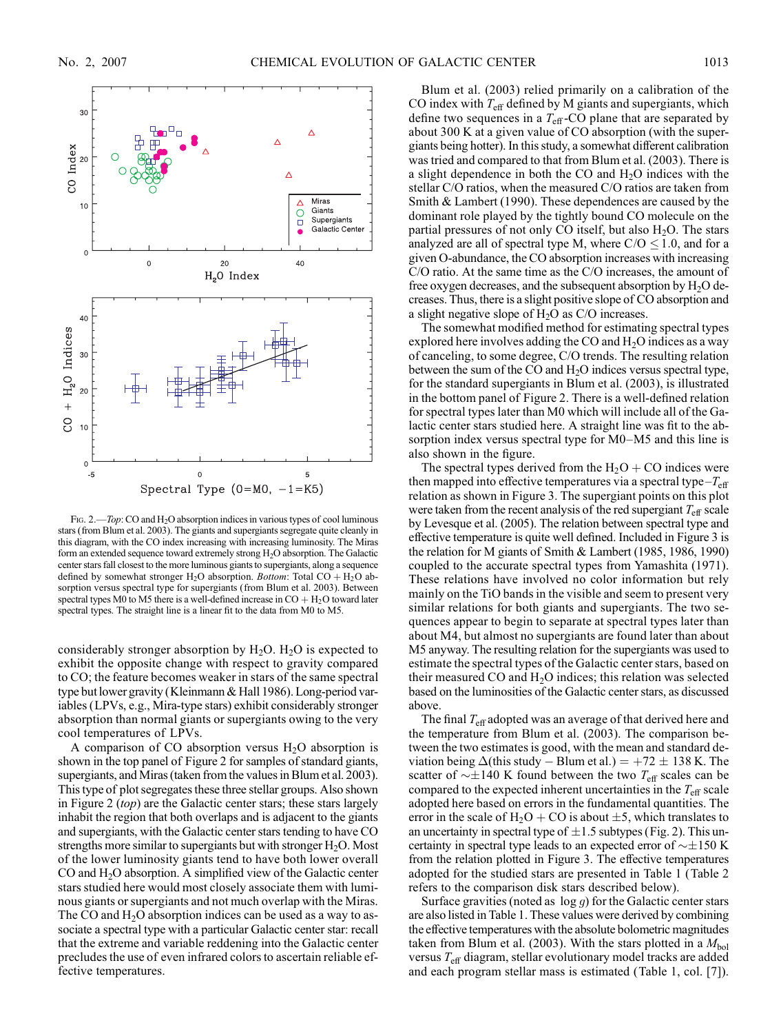Fig. 2.—*Top*: CO and $H_2O$ absorption indices in various types of cool luminous stars (from Blum et al. 2003). The giants and supergiants segregate quite cleanly in this diagram, with the CO index increasing with increasing luminosity. The Miras form an extended sequence toward extremely strong $H_2O$ absorption. The Galactic center stars fall closest to the more luminous giants to supergiants, along a sequence defined by somewhat stronger $H_2O$ absorption. *Bottom*: Total CO + $H_2O$ absorption versus spectral type for supergiants (from Blum et al. 2003). Between spectral types M0 to M5 there is a well-defined increase in CO + $H_2O$ toward later spectral types. The straight line is a linear fit to the data from M0 to M5.

considerably stronger absorption by $H_2O$. $H_2O$ is expected to exhibit the opposite change with respect to gravity compared to CO; the feature becomes weaker in stars of the same spectral type but lower gravity (Kleinmann & Hall 1986). Long-period variables (LPVs, e.g., Mira-type stars) exhibit considerably stronger absorption than normal giants or supergiants owing to the very cool temperatures of LPVs.

A comparison of CO absorption versus $H_2O$ absorption is shown in the top panel of Figure 2 for samples of standard giants, supergiants, and Miras (taken from the values in Blum et al. 2003). This type of plot segregates these three stellar groups. Also shown in Figure 2 (*top*) are the Galactic center stars; these stars largely inhabit the region that both overlaps and is adjacent to the giants and supergiants, with the Galactic center stars tending to have CO strengths more similar to supergiants but with stronger $H_2O$. Most of the lower luminosity giants tend to have both lower overall CO and $H_2O$ absorption. A simplified view of the Galactic center stars studied here would most closely associate them with luminous giants or supergiants and not much overlap with the Miras. The CO and $H_2O$ absorption indices can be used as a way to associate a spectral type with a particular Galactic center star: recall that the extreme and variable reddening into the Galactic center precludes the use of even infrared colors to ascertain reliable effective temperatures.

Blum et al. (2003) relied primarily on a calibration of the CO index with $T_{\rm eff}$ defined by M giants and supergiants, which define two sequences in a $T_{\rm eff}$-CO plane that are separated by about 300 K at a given value of CO absorption (with the supergiants being hotter). In this study, a somewhat different calibration was tried and compared to that from Blum et al. (2003). There is a slight dependence in both the CO and $H_2O$ indices with the stellar C/O ratios, when the measured C/O ratios are taken from Smith & Lambert (1990). These dependences are caused by the dominant role played by the tightly bound CO molecule on the partial pressures of not only CO itself, but also $H_2O$. The stars analyzed are all of spectral type M, where C/O $\leq 1.0$, and for a given O-abundance, the CO absorption increases with increasing C/O ratio. At the same time as the C/O increases, the amount of free oxygen decreases, and the subsequent absorption by $H_2O$ decreases. Thus, there is a slight positive slope of CO absorption and a slight negative slope of $H_2O$ as C/O increases.

The somewhat modified method for estimating spectral types explored here involves adding the CO and $H_2O$ indices as a way of canceling, to some degree, C/O trends. The resulting relation between the sum of the CO and $H_2O$ indices versus spectral type, for the standard supergiants in Blum et al. (2003), is illustrated in the bottom panel of Figure 2. There is a well-defined relation for spectral types later than M0 which will include all of the Galactic center stars studied here. A straight line was fit to the absorption index versus spectral type for M0–M5 and this line is also shown in the figure.

The spectral types derived from the $H_2O$ + CO indices were then mapped into effective temperatures via a spectral type–$T_{\rm eff}$ relation as shown in Figure 3. The supergiant points on this plot were taken from the recent analysis of the red supergiant $T_{\rm eff}$ scale by Levesque et al. (2005). The relation between spectral type and effective temperature is quite well defined. Included in Figure 3 is the relation for M giants of Smith & Lambert (1985, 1986, 1990) coupled to the accurate spectral types from Yamashita (1971). These relations have involved no color information but rely mainly on the TiO bands in the visible and seem to present very similar relations for both giants and supergiants. The two sequences appear to begin to separate at spectral types later than about M4, but almost no supergiants are found later than about M5 anyway. The resulting relation for the supergiants was used to estimate the spectral types of the Galactic center stars, based on their measured CO and $H_2O$ indices; this relation was selected based on the luminosities of the Galactic center stars, as discussed above.

The final $T_{\rm eff}$ adopted was an average of that derived here and the temperature from Blum et al. (2003). The comparison between the two estimates is good, with the mean and standard deviation being $\Delta$(this study − Blum et al.) = $+72 \pm 138$ K. The scatter of $\sim\pm140$ K found between the two $T_{\rm eff}$ scales can be compared to the expected inherent uncertainties in the $T_{\rm eff}$ scale adopted here based on errors in the fundamental quantities. The error in the scale of $H_2O$ + CO is about $\pm5$, which translates to an uncertainty in spectral type of $\pm1.5$ subtypes (Fig. 2). This uncertainty in spectral type leads to an expected error of $\sim\pm150$ K from the relation plotted in Figure 3. The effective temperatures adopted for the studied stars are presented in Table 1 (Table 2 refers to the comparison disk stars described below).

Surface gravities (noted as $\log g$) for the Galactic center stars are also listed in Table 1. These values were derived by combining the effective temperatures with the absolute bolometric magnitudes taken from Blum et al. (2003). With the stars plotted in a $M_{\rm bol}$ versus $T_{\rm eff}$ diagram, stellar evolutionary model tracks are added and each program stellar mass is estimated (Table 1, col. [7]).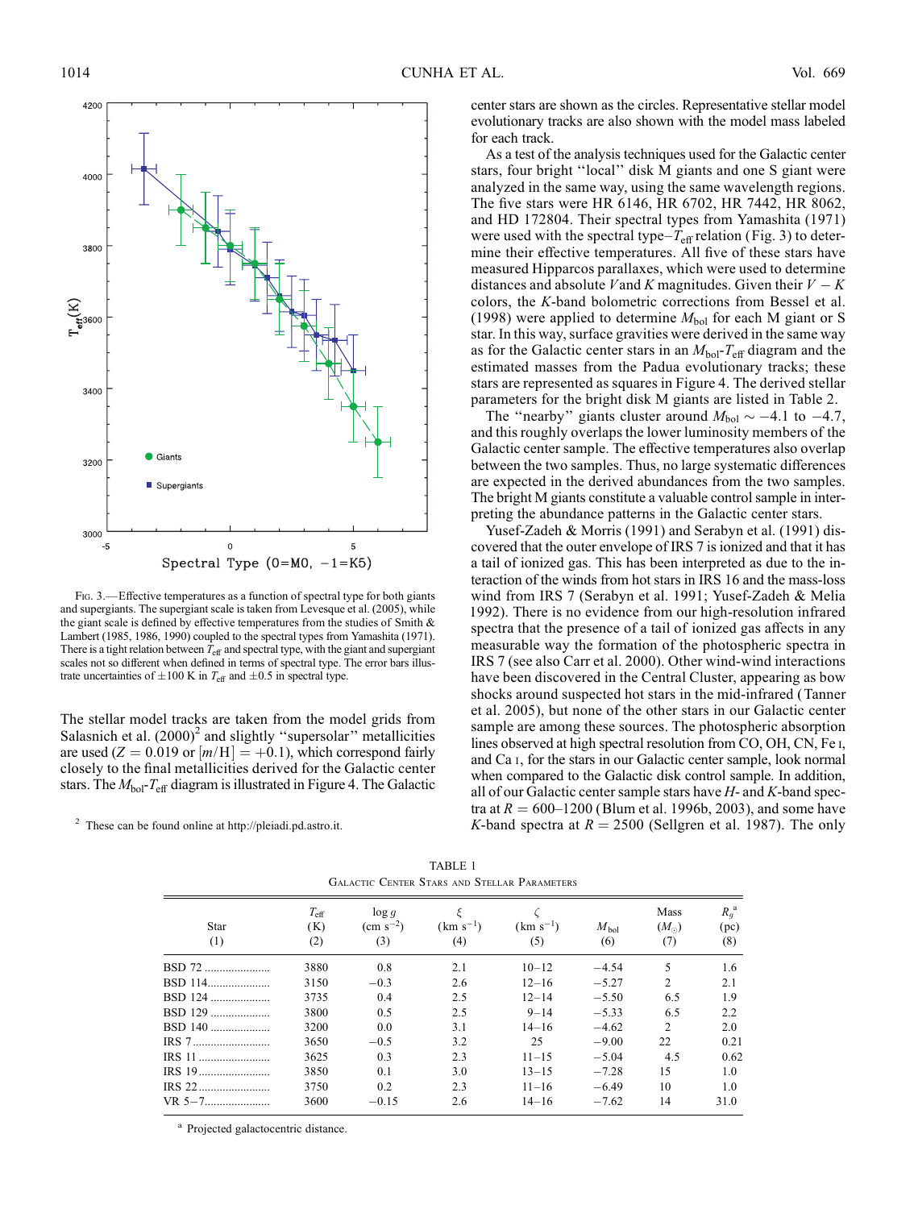Fig. 3.—Effective temperatures as a function of spectral type for both giants and supergiants. The supergiant scale is taken from Levesque et al. (2005), while the giant scale is defined by effective temperatures from the studies of Smith & Lambert (1985, 1986, 1990) coupled to the spectral types from Yamashita (1971). There is a tight relation between $T_{\rm eff}$ and spectral type, with the giant and supergiant scales not so different when defined in terms of spectral type. The error bars illustrate uncertainties of $\pm 100$ K in $T_{\rm eff}$ and $\pm 0.5$ in spectral type.

The stellar model tracks are taken from the model grids from Salasnich et al. (2000)[2] and slightly "supersolar" metallicities are used ($Z = 0.019$ or $[m/{\rm H}] = +0.1$), which correspond fairly closely to the final metallicities derived for the Galactic center stars. The $M_{\rm bol}$-$T_{\rm eff}$ diagram is illustrated in Figure 4. The Galactic center stars are shown as the circles. Representative stellar model evolutionary tracks are also shown with the model mass labeled for each track.

As a test of the analysis techniques used for the Galactic center stars, four bright "local" disk M giants and one S giant were analyzed in the same way, using the same wavelength regions. The five stars were HR 6146, HR 6702, HR 7442, HR 8062, and HD 172804. Their spectral types from Yamashita (1971) were used with the spectral type–$T_{\rm eff}$ relation (Fig. 3) to determine their effective temperatures. All five of these stars have measured Hipparcos parallaxes, which were used to determine distances and absolute $V$ and $K$ magnitudes. Given their $V-K$ colors, the $K$-band bolometric corrections from Bessel et al. (1998) were applied to determine $M_{\rm bol}$ for each M giant or S star. In this way, surface gravities were derived in the same way as for the Galactic center stars in an $M_{\rm bol}$-$T_{\rm eff}$ diagram and the estimated masses from the Padua evolutionary tracks; these stars are represented as squares in Figure 4. The derived stellar parameters for the bright disk M giants are listed in Table 2.

The "nearby" giants cluster around $M_{\rm bol} \sim -4.1$ to $-4.7$, and this roughly overlaps the lower luminosity members of the Galactic center sample. The effective temperatures also overlap between the two samples. Thus, no large systematic differences are expected in the derived abundances from the two samples. The bright M giants constitute a valuable control sample in interpreting the abundance patterns in the Galactic center stars.

Yusef-Zadeh & Morris (1991) and Serabyn et al. (1991) discovered that the outer envelope of IRS 7 is ionized and that it has a tail of ionized gas. This has been interpreted as due to the interaction of the winds from hot stars in IRS 16 and the mass-loss wind from IRS 7 (Serabyn et al. 1991; Yusef-Zadeh & Melia 1992). There is no evidence from our high-resolution infrared spectra that the presence of a tail of ionized gas affects in any measurable way the formation of the photospheric spectra in IRS 7 (see also Carr et al. 2000). Other wind-wind interactions have been discovered in the Central Cluster, appearing as bow shocks around suspected hot stars in the mid-infrared (Tanner et al. 2005), but none of the other stars in our Galactic center sample are among these sources. The photospheric absorption lines observed at high spectral resolution from CO, OH, CN, Fe I, and Ca I, for the stars in our Galactic center sample, look normal when compared to the Galactic disk control sample. In addition, all of our Galactic center sample stars have $H$- and $K$-band spectra at $R = 600$–$1200$ (Blum et al. 1996b, 2003), and some have $K$-band spectra at $R = 2500$ (Sellgren et al. 1987). The only

[2] These can be found online at http://pleiadi.pd.astro.it.

TABLE 1
Galactic Center Stars and Stellar Parameters

| Star (1) | $T_{\rm eff}$ (K) (2) | log $g$ (cm s$^{-2}$) (3) | $\xi$ (km s$^{-1}$) (4) | $\zeta$ (km s$^{-1}$) (5) | $M_{\rm bol}$ (6) | Mass ($M_\odot$) (7) | $R_g$[a] (pc) (8) |
|---|---|---|---|---|---|---|---|
| BSD 72 | 3880 | 0.8 | 2.1 | 10–12 | −4.54 | 5 | 1.6 |
| BSD 114 | 3150 | −0.3 | 2.6 | 12–16 | −5.27 | 2 | 2.1 |
| BSD 124 | 3735 | 0.4 | 2.5 | 12–14 | −5.50 | 6.5 | 1.9 |
| BSD 129 | 3800 | 0.5 | 2.5 | 9–14 | −5.33 | 6.5 | 2.2 |
| BSD 140 | 3200 | 0.0 | 3.1 | 14–16 | −4.62 | 2 | 2.0 |
| IRS 7 | 3650 | −0.5 | 3.2 | 25 | −9.00 | 22 | 0.21 |
| IRS 11 | 3625 | 0.3 | 2.3 | 11–15 | −5.04 | 4.5 | 0.62 |
| IRS 19 | 3850 | 0.1 | 3.0 | 13–15 | −7.28 | 15 | 1.0 |
| IRS 22 | 3750 | 0.2 | 2.3 | 11–16 | −6.49 | 10 | 1.0 |
| VR 5−7 | 3600 | −0.15 | 2.6 | 14–16 | −7.62 | 14 | 31.0 |

[a] Projected galactocentric distance.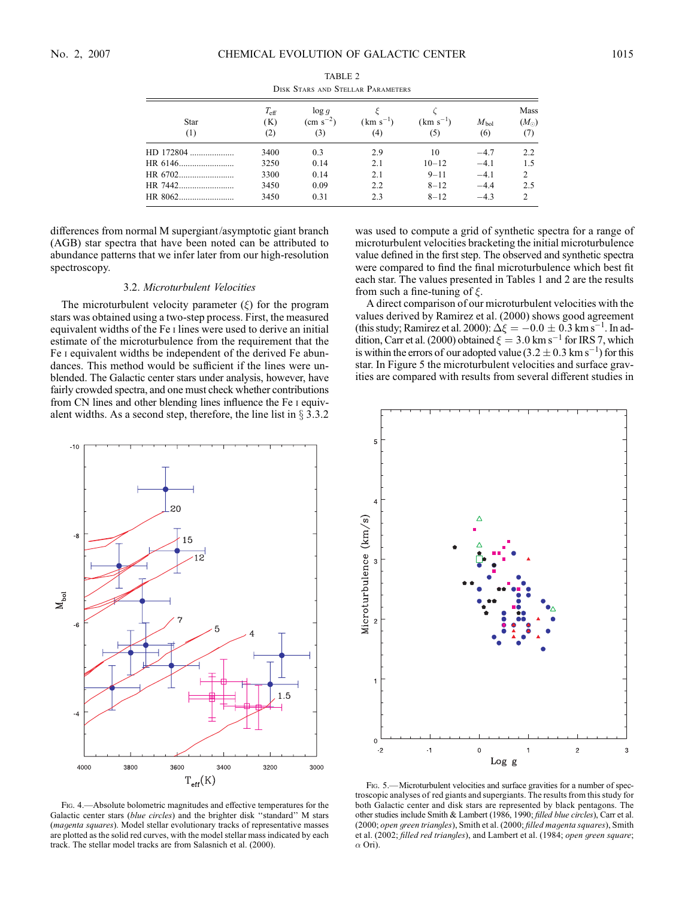TABLE 2
Disk Stars and Stellar Parameters

| Star (1) | $T_{\rm eff}$ (K) (2) | log $g$ (cm s$^{-2}$) (3) | $\xi$ (km s$^{-1}$) (4) | $\zeta$ (km s$^{-1}$) (5) | $M_{\rm bol}$ (6) | Mass ($M_\odot$) (7) |
|---|---|---|---|---|---|---|
| HD 172804 | 3400 | 0.3 | 2.9 | 10 | −4.7 | 2.2 |
| HR 6146 | 3250 | 0.14 | 2.1 | 10–12 | −4.1 | 1.5 |
| HR 6702 | 3300 | 0.14 | 2.1 | 9–11 | −4.1 | 2 |
| HR 7442 | 3450 | 0.09 | 2.2 | 8–12 | −4.4 | 2.5 |
| HR 8062 | 3450 | 0.31 | 2.3 | 8–12 | −4.3 | 2 |

differences from normal M supergiant/asymptotic giant branch (AGB) star spectra that have been noted can be attributed to abundance patterns that we infer later from our high-resolution spectroscopy.

### 3.2. *Microturbulent Velocities*

The microturbulent velocity parameter ($\xi$) for the program stars was obtained using a two-step process. First, the measured equivalent widths of the Fe I lines were used to derive an initial estimate of the microturbulence from the requirement that the Fe I equivalent widths be independent of the derived Fe abundances. This method would be sufficient if the lines were unblended. The Galactic center stars under analysis, however, have fairly crowded spectra, and one must check whether contributions from CN lines and other blending lines influence the Fe I equivalent widths. As a second step, therefore, the line list in § 3.3.2 was used to compute a grid of synthetic spectra for a range of microturbulent velocities bracketing the initial microturbulence value defined in the first step. The observed and synthetic spectra were compared to find the final microturbulence which best fit each star. The values presented in Tables 1 and 2 are the results from such a fine-tuning of $\xi$.

A direct comparison of our microturbulent velocities with the values derived by Ramirez et al. (2000) shows good agreement (this study; Ramirez et al. 2000): $\Delta\xi = -0.0 \pm 0.3$ km s$^{-1}$. In addition, Carr et al. (2000) obtained $\xi = 3.0$ km s$^{-1}$ for IRS 7, which is within the errors of our adopted value ($3.2 \pm 0.3$ km s$^{-1}$) for this star. In Figure 5 the microturbulent velocities and surface gravities are compared with results from several different studies in

Fig. 4.—Absolute bolometric magnitudes and effective temperatures for the Galactic center stars (*blue circles*) and the brighter disk "standard" M stars (*magenta squares*). Model stellar evolutionary tracks of representative masses are plotted as the solid red curves, with the model stellar mass indicated by each track. The stellar model tracks are from Salasnich et al. (2000).

Fig. 5.—Microturbulent velocities and surface gravities for a number of spectroscopic analyses of red giants and supergiants. The results from this study for both Galactic center and disk stars are represented by black pentagons. The other studies include Smith & Lambert (1986, 1990; *filled blue circles*), Carr et al. (2000; *open green triangles*), Smith et al. (2000; *filled magenta squares*), Smith et al. (2002; *filled red triangles*), and Lambert et al. (1984; *open green square*; $\alpha$ Ori).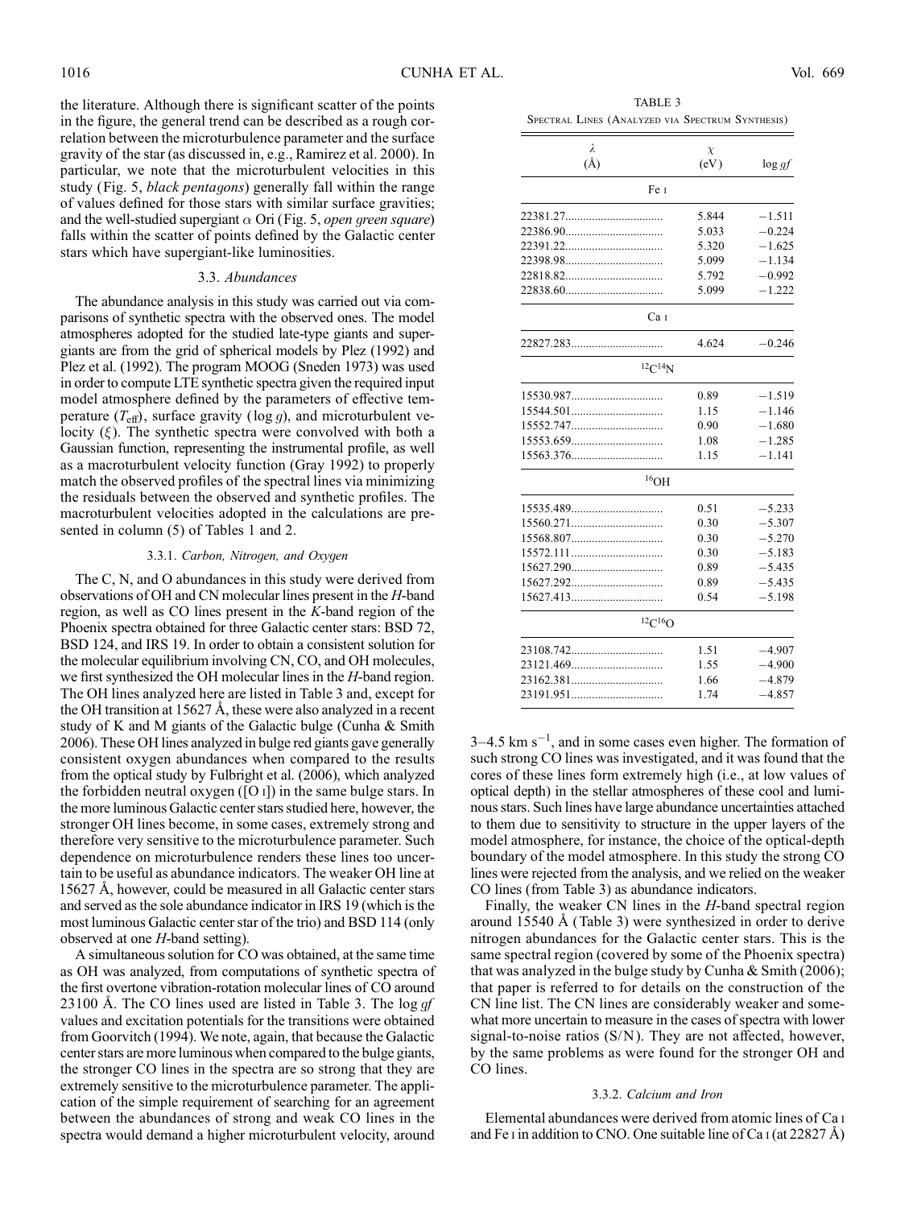the literature. Although there is significant scatter of the points in the figure, the general trend can be described as a rough correlation between the microturbulence parameter and the surface gravity of the star (as discussed in, e.g., Ramirez et al. 2000). In particular, we note that the microturbulent velocities in this study (Fig. 5, *black pentagons*) generally fall within the range of values defined for those stars with similar surface gravities; and the well-studied supergiant $\alpha$ Ori (Fig. 5, *open green square*) falls within the scatter of points defined by the Galactic center stars which have supergiant-like luminosities.

### 3.3. *Abundances*

The abundance analysis in this study was carried out via comparisons of synthetic spectra with the observed ones. The model atmospheres adopted for the studied late-type giants and supergiants are from the grid of spherical models by Plez (1992) and Plez et al. (1992). The program MOOG (Sneden 1973) was used in order to compute LTE synthetic spectra given the required input model atmosphere defined by the parameters of effective temperature ($T_{\rm eff}$), surface gravity ($\log g$), and microturbulent velocity ($\xi$). The synthetic spectra were convolved with both a Gaussian function, representing the instrumental profile, as well as a macroturbulent velocity function (Gray 1992) to properly match the observed profiles of the spectral lines via minimizing the residuals between the observed and synthetic profiles. The macroturbulent velocities adopted in the calculations are presented in column (5) of Tables 1 and 2.

#### 3.3.1. *Carbon, Nitrogen, and Oxygen*

The C, N, and O abundances in this study were derived from observations of OH and CN molecular lines present in the *H*-band region, as well as CO lines present in the *K*-band region of the Phoenix spectra obtained for three Galactic center stars: BSD 72, BSD 124, and IRS 19. In order to obtain a consistent solution for the molecular equilibrium involving CN, CO, and OH molecules, we first synthesized the OH molecular lines in the *H*-band region. The OH lines analyzed here are listed in Table 3 and, except for the OH transition at 15627 Å, these were also analyzed in a recent study of K and M giants of the Galactic bulge (Cunha & Smith 2006). These OH lines analyzed in bulge red giants gave generally consistent oxygen abundances when compared to the results from the optical study by Fulbright et al. (2006), which analyzed the forbidden neutral oxygen ([O I]) in the same bulge stars. In the more luminous Galactic center stars studied here, however, the stronger OH lines become, in some cases, extremely strong and therefore very sensitive to the microturbulence parameter. Such dependence on microturbulence renders these lines too uncertain to be useful as abundance indicators. The weaker OH line at 15627 Å, however, could be measured in all Galactic center stars and served as the sole abundance indicator in IRS 19 (which is the most luminous Galactic center star of the trio) and BSD 114 (only observed at one *H*-band setting).

A simultaneous solution for CO was obtained, at the same time as OH was analyzed, from computations of synthetic spectra of the first overtone vibration-rotation molecular lines of CO around 23100 Å. The CO lines used are listed in Table 3. The $\log gf$ values and excitation potentials for the transitions were obtained from Goorvitch (1994). We note, again, that because the Galactic center stars are more luminous when compared to the bulge giants, the stronger CO lines in the spectra are so strong that they are extremely sensitive to the microturbulence parameter. The application of the simple requirement of searching for an agreement between the abundances of strong and weak CO lines in the spectra would demand a higher microturbulent velocity, around 3–4.5 km s$^{-1}$, and in some cases even higher. The formation of such strong CO lines was investigated, and it was found that the cores of these lines form extremely high (i.e., at low values of optical depth) in the stellar atmospheres of these cool and luminous stars. Such lines have large abundance uncertainties attached to them due to sensitivity to structure in the upper layers of the model atmosphere, for instance, the choice of the optical-depth boundary of the model atmosphere. In this study the strong CO lines were rejected from the analysis, and we relied on the weaker CO lines (from Table 3) as abundance indicators.

Finally, the weaker CN lines in the *H*-band spectral region around 15540 Å (Table 3) were synthesized in order to derive nitrogen abundances for the Galactic center stars. This is the same spectral region (covered by some of the Phoenix spectra) that was analyzed in the bulge study by Cunha & Smith (2006); that paper is referred to for details on the construction of the CN line list. The CN lines are considerably weaker and somewhat more uncertain to measure in the cases of spectra with lower signal-to-noise ratios (S/N). They are not affected, however, by the same problems as were found for the stronger OH and CO lines.

#### 3.3.2. *Calcium and Iron*

Elemental abundances were derived from atomic lines of Ca I and Fe I in addition to CNO. One suitable line of Ca I (at 22827 Å)

TABLE 3
Spectral Lines (Analyzed via Spectrum Synthesis)

| $\lambda$ (Å) | $\chi$ (eV) | $\log gf$ |
|---|---|---|
| **Fe I** | | |
| 22381.27 | 5.844 | −1.511 |
| 22386.90 | 5.033 | −0.224 |
| 22391.22 | 5.320 | −1.625 |
| 22398.98 | 5.099 | −1.134 |
| 22818.82 | 5.792 | −0.992 |
| 22838.60 | 5.099 | −1.222 |
| **Ca I** | | |
| 22827.283 | 4.624 | −0.246 |
| **$^{12}$C$^{14}$N** | | |
| 15530.987 | 0.89 | −1.519 |
| 15544.501 | 1.15 | −1.146 |
| 15552.747 | 0.90 | −1.680 |
| 15553.659 | 1.08 | −1.285 |
| 15563.376 | 1.15 | −1.141 |
| **$^{16}$OH** | | |
| 15535.489 | 0.51 | −5.233 |
| 15560.271 | 0.30 | −5.307 |
| 15568.807 | 0.30 | −5.270 |
| 15572.111 | 0.30 | −5.183 |
| 15627.290 | 0.89 | −5.435 |
| 15627.292 | 0.89 | −5.435 |
| 15627.413 | 0.54 | −5.198 |
| **$^{12}$C$^{16}$O** | | |
| 23108.742 | 1.51 | −4.907 |
| 23121.469 | 1.55 | −4.900 |
| 23162.381 | 1.66 | −4.879 |
| 23191.951 | 1.74 | −4.857 |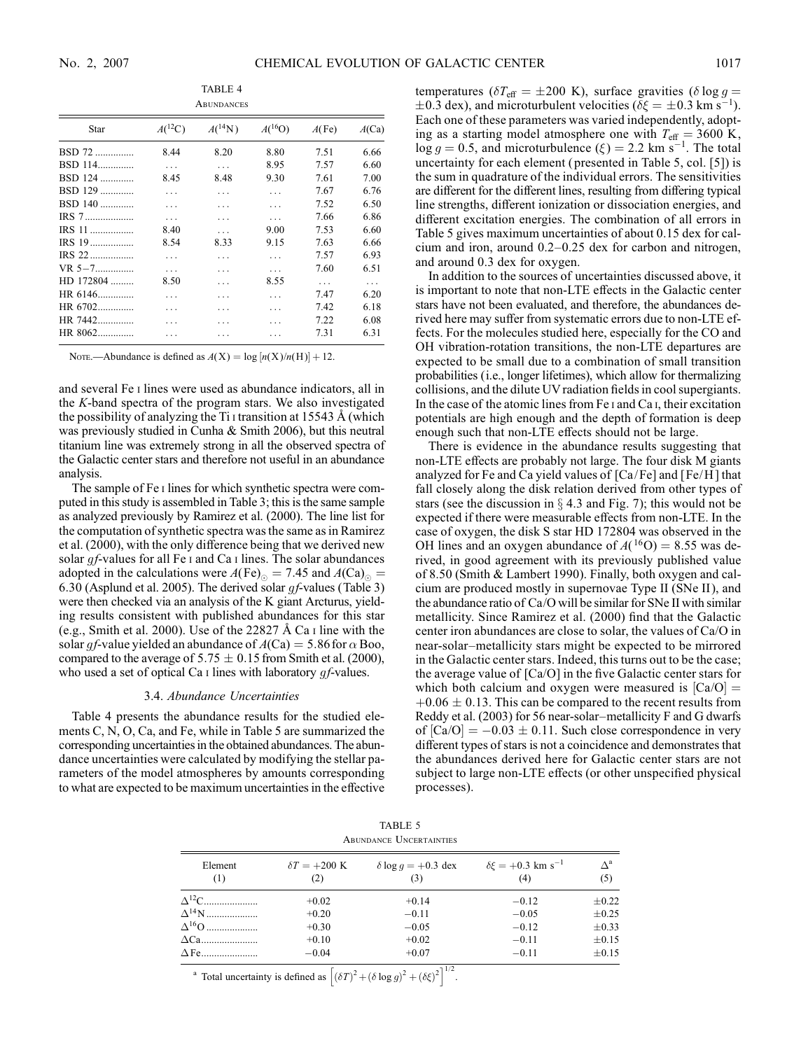TABLE 4

ABUNDANCES

| Star | $A(^{12}C)$ | $A(^{14}N)$ | $A(^{16}O)$ | $A(Fe)$ | $A(Ca)$ |
|---|---|---|---|---|---|
| BSD 72 | 8.44 | 8.20 | 8.80 | 7.51 | 6.66 |
| BSD 114 | ... | ... | 8.95 | 7.57 | 6.60 |
| BSD 124 | 8.45 | 8.48 | 9.30 | 7.61 | 7.00 |
| BSD 129 | ... | ... | ... | 7.67 | 6.76 |
| BSD 140 | ... | ... | ... | 7.52 | 6.50 |
| IRS 7 | ... | ... | ... | 7.66 | 6.86 |
| IRS 11 | 8.40 | ... | 9.00 | 7.53 | 6.60 |
| IRS 19 | 8.54 | 8.33 | 9.15 | 7.63 | 6.66 |
| IRS 22 | ... | ... | ... | 7.57 | 6.93 |
| VR 5−7 | ... | ... | ... | 7.60 | 6.51 |
| HD 172804 | 8.50 | ... | 8.55 | ... | ... |
| HR 6146 | ... | ... | ... | 7.47 | 6.20 |
| HR 6702 | ... | ... | ... | 7.42 | 6.18 |
| HR 7442 | ... | ... | ... | 7.22 | 6.08 |
| HR 8062 | ... | ... | ... | 7.31 | 6.31 |

NOTE.—Abundance is defined as $A(X) = \log [n(X)/n(H)] + 12$.

and several Fe I lines were used as abundance indicators, all in the *K*-band spectra of the program stars. We also investigated the possibility of analyzing the Ti I transition at 15543 Å (which was previously studied in Cunha & Smith 2006), but this neutral titanium line was extremely strong in all the observed spectra of the Galactic center stars and therefore not useful in an abundance analysis.

The sample of Fe I lines for which synthetic spectra were computed in this study is assembled in Table 3; this is the same sample as analyzed previously by Ramirez et al. (2000). The line list for the computation of synthetic spectra was the same as in Ramirez et al. (2000), with the only difference being that we derived new solar *gf*-values for all Fe I and Ca I lines. The solar abundances adopted in the calculations were $A(\mathrm{Fe})_{\odot} = 7.45$ and $A(\mathrm{Ca})_{\odot} = 6.30$ (Asplund et al. 2005). The derived solar *gf*-values (Table 3) were then checked via an analysis of the K giant Arcturus, yielding results consistent with published abundances for this star (e.g., Smith et al. 2000). Use of the 22827 Å Ca I line with the solar *gf*-value yielded an abundance of $A(\mathrm{Ca}) = 5.86$ for $\alpha$ Boo, compared to the average of $5.75 \pm 0.15$ from Smith et al. (2000), who used a set of optical Ca I lines with laboratory *gf*-values.

### 3.4. *Abundance Uncertainties*

Table 4 presents the abundance results for the studied elements C, N, O, Ca, and Fe, while in Table 5 are summarized the corresponding uncertainties in the obtained abundances. The abundance uncertainties were calculated by modifying the stellar parameters of the model atmospheres by amounts corresponding to what are expected to be maximum uncertainties in the effective temperatures ($\delta T_{\mathrm{eff}} = \pm 200$ K), surface gravities ($\delta \log g = \pm 0.3$ dex), and microturbulent velocities ($\delta\xi = \pm 0.3$ km s$^{-1}$). Each one of these parameters was varied independently, adopting as a starting model atmosphere one with $T_{\mathrm{eff}} = 3600$ K, $\log g = 0.5$, and microturbulence $(\xi) = 2.2$ km s$^{-1}$. The total uncertainty for each element (presented in Table 5, col. [5]) is the sum in quadrature of the individual errors. The sensitivities are different for the different lines, resulting from differing typical line strengths, different ionization or dissociation energies, and different excitation energies. The combination of all errors in Table 5 gives maximum uncertainties of about 0.15 dex for calcium and iron, around 0.2–0.25 dex for carbon and nitrogen, and around 0.3 dex for oxygen.

In addition to the sources of uncertainties discussed above, it is important to note that non-LTE effects in the Galactic center stars have not been evaluated, and therefore, the abundances derived here may suffer from systematic errors due to non-LTE effects. For the molecules studied here, especially for the CO and OH vibration-rotation transitions, the non-LTE departures are expected to be small due to a combination of small transition probabilities (i.e., longer lifetimes), which allow for thermalizing collisions, and the dilute UV radiation fields in cool supergiants. In the case of the atomic lines from Fe I and Ca I, their excitation potentials are high enough and the depth of formation is deep enough such that non-LTE effects should not be large.

There is evidence in the abundance results suggesting that non-LTE effects are probably not large. The four disk M giants analyzed for Fe and Ca yield values of [Ca/Fe] and [Fe/H] that fall closely along the disk relation derived from other types of stars (see the discussion in § 4.3 and Fig. 7); this would not be expected if there were measurable effects from non-LTE. In the case of oxygen, the disk S star HD 172804 was observed in the OH lines and an oxygen abundance of $A(^{16}\mathrm{O}) = 8.55$ was derived, in good agreement with its previously published value of 8.50 (Smith & Lambert 1990). Finally, both oxygen and calcium are produced mostly in supernovae Type II (SNe II), and the abundance ratio of Ca/O will be similar for SNe II with similar metallicity. Since Ramirez et al. (2000) find that the Galactic center iron abundances are close to solar, the values of Ca/O in near-solar–metallicity stars might be expected to be mirrored in the Galactic center stars. Indeed, this turns out to be the case; the average value of [Ca/O] in the five Galactic center stars for which both calcium and oxygen were measured is $[\mathrm{Ca/O}] = +0.06 \pm 0.13$. This can be compared to the recent results from Reddy et al. (2003) for 56 near-solar–metallicity F and G dwarfs of $[\mathrm{Ca/O}] = -0.03 \pm 0.11$. Such close correspondence in very different types of stars is not a coincidence and demonstrates that the abundances derived here for Galactic center stars are not subject to large non-LTE effects (or other unspecified physical processes).

TABLE 5

ABUNDANCE UNCERTAINTIES

| Element (1) | $\delta T = +200$ K (2) | $\delta \log g = +0.3$ dex (3) | $\delta\xi = +0.3$ km s$^{-1}$ (4) | $\Delta$[a] (5) |
|---|---|---|---|---|
| $\Delta^{12}$C | +0.02 | +0.14 | −0.12 | ±0.22 |
| $\Delta^{14}$N | +0.20 | −0.11 | −0.05 | ±0.25 |
| $\Delta^{16}$O | +0.30 | −0.05 | −0.12 | ±0.33 |
| $\Delta$Ca | +0.10 | +0.02 | −0.11 | ±0.15 |
| $\Delta$Fe | −0.04 | +0.07 | −0.11 | ±0.15 |

[a] Total uncertainty is defined as $\left[(\delta T)^2 + (\delta \log g)^2 + (\delta\xi)^2\right]^{1/2}$.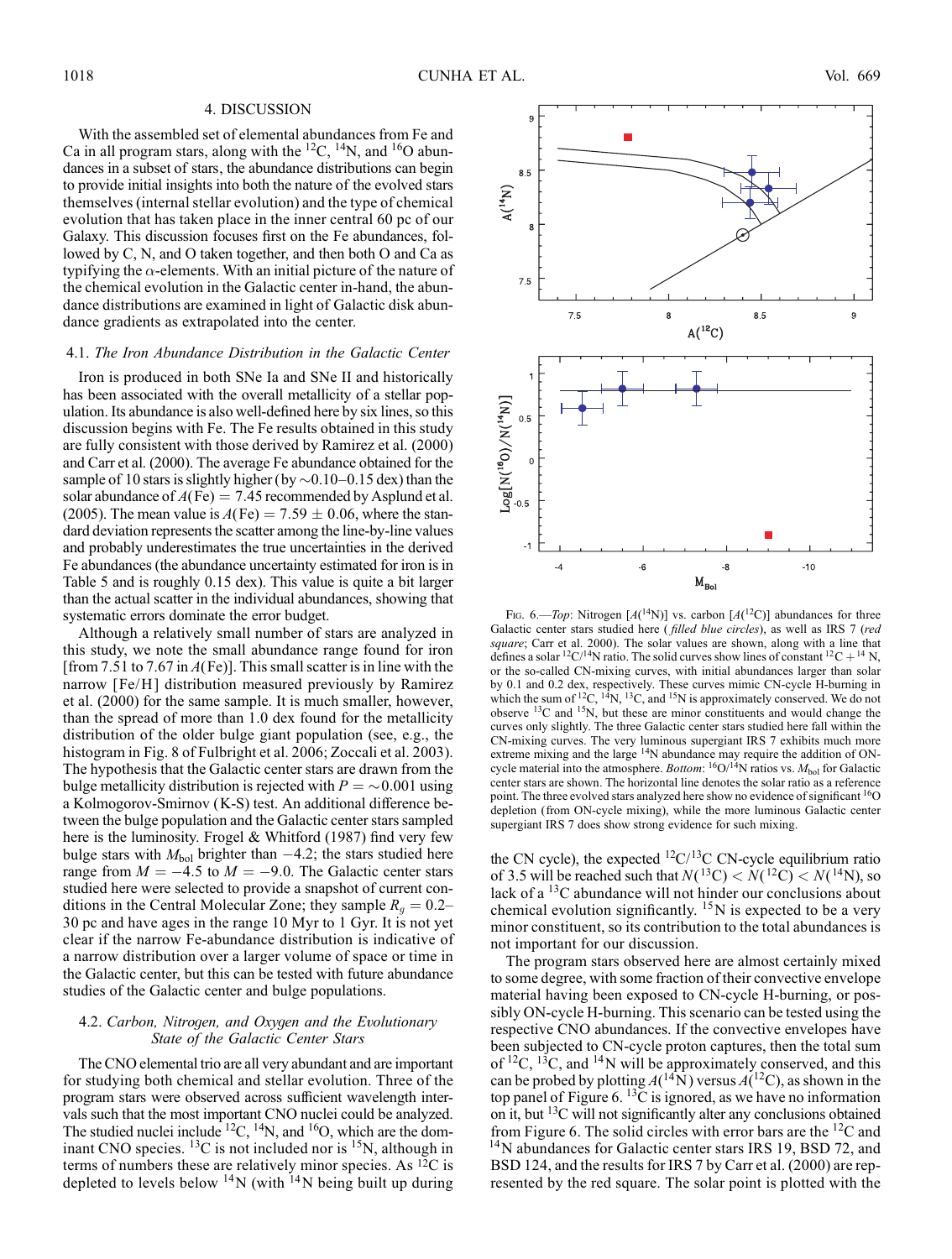## 4. DISCUSSION

With the assembled set of elemental abundances from Fe and Ca in all program stars, along with the $^{12}$C, $^{14}$N, and $^{16}$O abundances in a subset of stars, the abundance distributions can begin to provide initial insights into both the nature of the evolved stars themselves (internal stellar evolution) and the type of chemical evolution that has taken place in the inner central 60 pc of our Galaxy. This discussion focuses first on the Fe abundances, followed by C, N, and O taken together, and then both O and Ca as typifying the $\alpha$-elements. With an initial picture of the nature of the chemical evolution in the Galactic center in-hand, the abundance distributions are examined in light of Galactic disk abundance gradients as extrapolated into the center.

### 4.1. *The Iron Abundance Distribution in the Galactic Center*

Iron is produced in both SNe Ia and SNe II and historically has been associated with the overall metallicity of a stellar population. Its abundance is also well-defined here by six lines, so this discussion begins with Fe. The Fe results obtained in this study are fully consistent with those derived by Ramirez et al. (2000) and Carr et al. (2000). The average Fe abundance obtained for the sample of 10 stars is slightly higher (by $\sim$0.10–0.15 dex) than the solar abundance of $A(\mathrm{Fe}) = 7.45$ recommended by Asplund et al. (2005). The mean value is $A(\mathrm{Fe}) = 7.59 \pm 0.06$, where the standard deviation represents the scatter among the line-by-line values and probably underestimates the true uncertainties in the derived Fe abundances (the abundance uncertainty estimated for iron is in Table 5 and is roughly 0.15 dex). This value is quite a bit larger than the actual scatter in the individual abundances, showing that systematic errors dominate the error budget.

Although a relatively small number of stars are analyzed in this study, we note the small abundance range found for iron [from 7.51 to 7.67 in $A(\mathrm{Fe})$]. This small scatter is in line with the narrow [Fe/H] distribution measured previously by Ramirez et al. (2000) for the same sample. It is much smaller, however, than the spread of more than 1.0 dex found for the metallicity distribution of the older bulge giant population (see, e.g., the histogram in Fig. 8 of Fulbright et al. 2006; Zoccali et al. 2003). The hypothesis that the Galactic center stars are drawn from the bulge metallicity distribution is rejected with $P = \sim 0.001$ using a Kolmogorov-Smirnov (K-S) test. An additional difference between the bulge population and the Galactic center stars sampled here is the luminosity. Frogel & Whitford (1987) find very few bulge stars with $M_{\mathrm{bol}}$ brighter than $-4.2$; the stars studied here range from $M = -4.5$ to $M = -9.0$. The Galactic center stars studied here were selected to provide a snapshot of current conditions in the Central Molecular Zone; they sample $R_g = 0.2$–30 pc and have ages in the range 10 Myr to 1 Gyr. It is not yet clear if the narrow Fe-abundance distribution is indicative of a narrow distribution over a larger volume of space or time in the Galactic center, but this can be tested with future abundance studies of the Galactic center and bulge populations.

### 4.2. *Carbon, Nitrogen, and Oxygen and the Evolutionary State of the Galactic Center Stars*

The CNO elemental trio are all very abundant and are important for studying both chemical and stellar evolution. Three of the program stars were observed across sufficient wavelength intervals such that the most important CNO nuclei could be analyzed. The studied nuclei include $^{12}$C, $^{14}$N, and $^{16}$O, which are the dominant CNO species. $^{13}$C is not included nor is $^{15}$N, although in terms of numbers these are relatively minor species. As $^{12}$C is depleted to levels below $^{14}$N (with $^{14}$N being built up during the CN cycle), the expected $^{12}$C/$^{13}$C CN-cycle equilibrium ratio of 3.5 will be reached such that $N(^{13}\mathrm{C}) < N(^{12}\mathrm{C}) < N(^{14}\mathrm{N})$, so lack of a $^{13}$C abundance will not hinder our conclusions about chemical evolution significantly. $^{15}$N is expected to be a very minor constituent, so its contribution to the total abundances is not important for our discussion.

Fig. 6.—*Top*: Nitrogen [$A(^{14}\mathrm{N})$] vs. carbon [$A(^{12}\mathrm{C})$] abundances for three Galactic center stars studied here (*filled blue circles*), as well as IRS 7 (*red square*; Carr et al. 2000). The solar values are shown, along with a line that defines a solar $^{12}$C/$^{14}$N ratio. The solid curves show lines of constant $^{12}\mathrm{C} + ^{14}\mathrm{N}$, or the so-called CN-mixing curves, with initial abundances larger than solar by 0.1 and 0.2 dex, respectively. These curves mimic CN-cycle H-burning in which the sum of $^{12}$C, $^{14}$N, $^{13}$C, and $^{15}$N is approximately conserved. We do not observe $^{13}$C and $^{15}$N, but these are minor constituents and would change the curves only slightly. The three Galactic center stars studied here fall within the CN-mixing curves. The very luminous supergiant IRS 7 exhibits much more extreme mixing and the large $^{14}$N abundance may require the addition of ON-cycle material into the atmosphere. *Bottom*: $^{16}$O/$^{14}$N ratios vs. $M_{\mathrm{bol}}$ for Galactic center stars are shown. The horizontal line denotes the solar ratio as a reference point. The three evolved stars analyzed here show no evidence of significant $^{16}$O depletion (from ON-cycle mixing), while the more luminous Galactic center supergiant IRS 7 does show strong evidence for such mixing.

The program stars observed here are almost certainly mixed to some degree, with some fraction of their convective envelope material having been exposed to CN-cycle H-burning, or possibly ON-cycle H-burning. This scenario can be tested using the respective CNO abundances. If the convective envelopes have been subjected to CN-cycle proton captures, then the total sum of $^{12}$C, $^{13}$C, and $^{14}$N will be approximately conserved, and this can be probed by plotting $A(^{14}\mathrm{N})$ versus $A(^{12}\mathrm{C})$, as shown in the top panel of Figure 6. $^{13}$C is ignored, as we have no information on it, but $^{13}$C will not significantly alter any conclusions obtained from Figure 6. The solid circles with error bars are the $^{12}$C and $^{14}$N abundances for Galactic center stars IRS 19, BSD 72, and BSD 124, and the results for IRS 7 by Carr et al. (2000) are represented by the red square. The solar point is plotted with the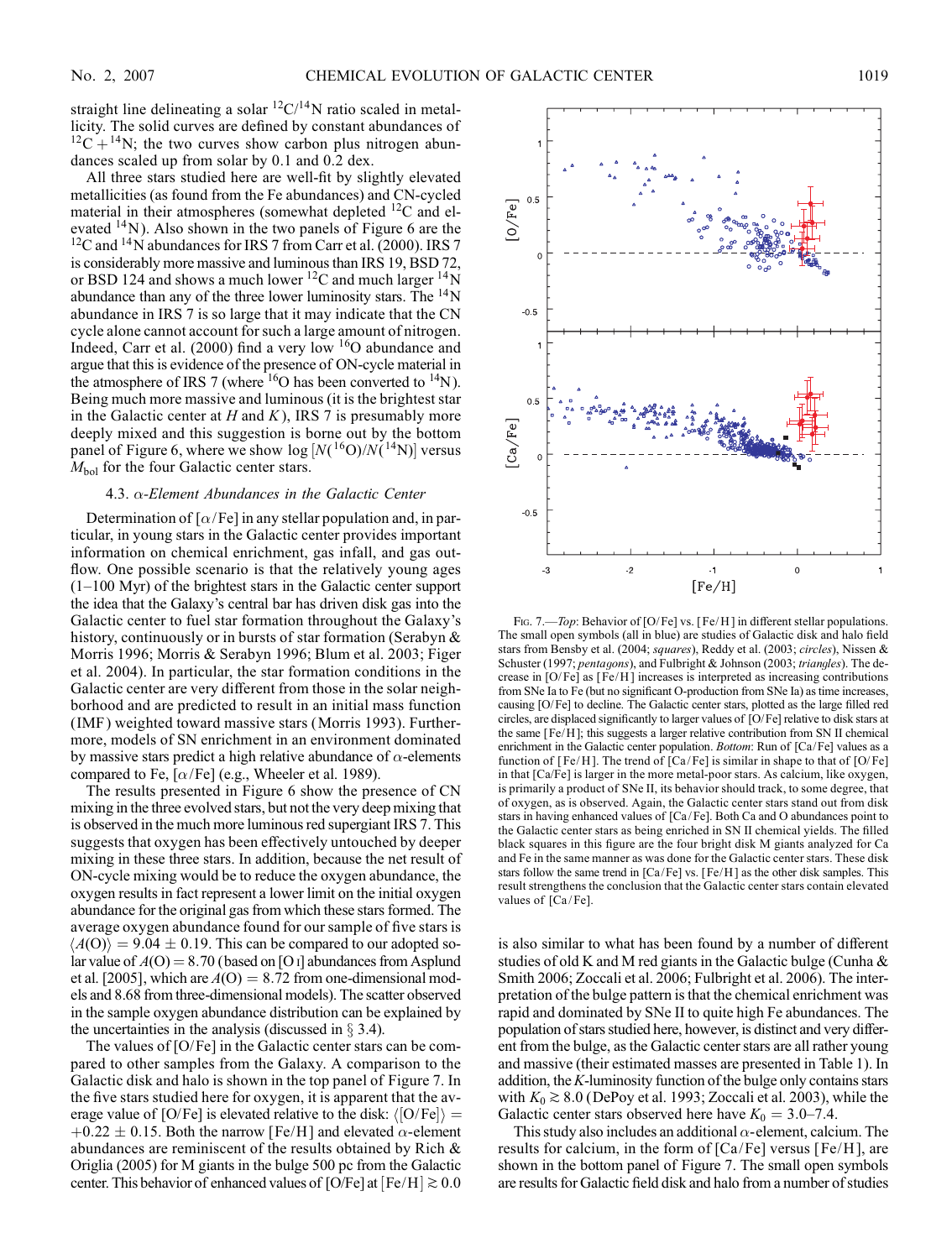straight line delineating a solar $^{12}C/^{14}N$ ratio scaled in metallicity. The solid curves are defined by constant abundances of $^{12}C + ^{14}N$; the two curves show carbon plus nitrogen abundances scaled up from solar by 0.1 and 0.2 dex.

All three stars studied here are well-fit by slightly elevated metallicities (as found from the Fe abundances) and CN-cycled material in their atmospheres (somewhat depleted $^{12}C$ and elevated $^{14}N$). Also shown in the two panels of Figure 6 are the $^{12}C$ and $^{14}N$ abundances for IRS 7 from Carr et al. (2000). IRS 7 is considerably more massive and luminous than IRS 19, BSD 72, or BSD 124 and shows a much lower $^{12}C$ and much larger $^{14}N$ abundance than any of the three lower luminosity stars. The $^{14}N$ abundance in IRS 7 is so large that it may indicate that the CN cycle alone cannot account for such a large amount of nitrogen. Indeed, Carr et al. (2000) find a very low $^{16}O$ abundance and argue that this is evidence of the presence of ON-cycle material in the atmosphere of IRS 7 (where $^{16}O$ has been converted to $^{14}N$). Being much more massive and luminous (it is the brightest star in the Galactic center at $H$ and $K$), IRS 7 is presumably more deeply mixed and this suggestion is borne out by the bottom panel of Figure 6, where we show $\log [N(^{16}O)/N(^{14}N)]$ versus $M_{\rm bol}$ for the four Galactic center stars.

### 4.3. $\alpha$-Element Abundances in the Galactic Center

Determination of $[\alpha/{\rm Fe}]$ in any stellar population and, in particular, in young stars in the Galactic center provides important information on chemical enrichment, gas infall, and gas outflow. One possible scenario is that the relatively young ages (1–100 Myr) of the brightest stars in the Galactic center support the idea that the Galaxy's central bar has driven disk gas into the Galactic center to fuel star formation throughout the Galaxy's history, continuously or in bursts of star formation (Serabyn & Morris 1996; Morris & Serabyn 1996; Blum et al. 2003; Figer et al. 2004). In particular, the star formation conditions in the Galactic center are very different from those in the solar neighborhood and are predicted to result in an initial mass function (IMF) weighted toward massive stars (Morris 1993). Furthermore, models of SN enrichment in an environment dominated by massive stars predict a high relative abundance of $\alpha$-elements compared to Fe, $[\alpha/{\rm Fe}]$ (e.g., Wheeler et al. 1989).

The results presented in Figure 6 show the presence of CN mixing in the three evolved stars, but not the very deep mixing that is observed in the much more luminous red supergiant IRS 7. This suggests that oxygen has been effectively untouched by deeper mixing in these three stars. In addition, because the net result of ON-cycle mixing would be to reduce the oxygen abundance, the oxygen results in fact represent a lower limit on the initial oxygen abundance for the original gas from which these stars formed. The average oxygen abundance found for our sample of five stars is $\langle A({\rm O})\rangle = 9.04 \pm 0.19$. This can be compared to our adopted solar value of $A({\rm O}) = 8.70$ (based on [O I] abundances from Asplund et al. [2005], which are $A({\rm O}) = 8.72$ from one-dimensional models and 8.68 from three-dimensional models). The scatter observed in the sample oxygen abundance distribution can be explained by the uncertainties in the analysis (discussed in § 3.4).

The values of [O/Fe] in the Galactic center stars can be compared to other samples from the Galaxy. A comparison to the Galactic disk and halo is shown in the top panel of Figure 7. In the five stars studied here for oxygen, it is apparent that the average value of [O/Fe] is elevated relative to the disk: $\langle[{\rm O/Fe}]\rangle = +0.22 \pm 0.15$. Both the narrow [Fe/H] and elevated $\alpha$-element abundances are reminiscent of the results obtained by Rich & Origlia (2005) for M giants in the bulge 500 pc from the Galactic center. This behavior of enhanced values of [O/Fe] at $[{\rm Fe/H}] \gtrsim 0.0$ is also similar to what has been found by a number of different studies of old K and M red giants in the Galactic bulge (Cunha & Smith 2006; Zoccali et al. 2006; Fulbright et al. 2006). The interpretation of the bulge pattern is that the chemical enrichment was rapid and dominated by SNe II to quite high Fe abundances. The population of stars studied here, however, is distinct and very different from the bulge, as the Galactic center stars are all rather young and massive (their estimated masses are presented in Table 1). In addition, the $K$-luminosity function of the bulge only contains stars with $K_0 \gtrsim 8.0$ (DePoy et al. 1993; Zoccali et al. 2003), while the Galactic center stars observed here have $K_0 = 3.0$–7.4.

This study also includes an additional $\alpha$-element, calcium. The results for calcium, in the form of [Ca/Fe] versus [Fe/H], are shown in the bottom panel of Figure 7. The small open symbols are results for Galactic field disk and halo from a number of studies

Fig. 7.—*Top*: Behavior of [O/Fe] vs. [Fe/H] in different stellar populations. The small open symbols (all in blue) are studies of Galactic disk and halo field stars from Bensby et al. (2004; *squares*), Reddy et al. (2003; *circles*), Nissen & Schuster (1997; *pentagons*), and Fulbright & Johnson (2003; *triangles*). The decrease in [O/Fe] as [Fe/H] increases is interpreted as increasing contributions from SNe Ia to Fe (but no significant O-production from SNe Ia) as time increases, causing [O/Fe] to decline. The Galactic center stars, plotted as the large filled red circles, are displaced significantly to larger values of [O/Fe] relative to disk stars at the same [Fe/H]; this suggests a larger relative contribution from SN II chemical enrichment in the Galactic center population. *Bottom*: Run of [Ca/Fe] values as a function of [Fe/H]. The trend of [Ca/Fe] is similar in shape to that of [O/Fe] in that [Ca/Fe] is larger in the more metal-poor stars. As calcium, like oxygen, is primarily a product of SNe II, its behavior should track, to some degree, that of oxygen, as is observed. Again, the Galactic center stars stand out from disk stars in having enhanced values of [Ca/Fe]. Both Ca and O abundances point to the Galactic center stars as being enriched in SN II chemical yields. The filled black squares in this figure are the four bright disk M giants analyzed for Ca and Fe in the same manner as was done for the Galactic center stars. These disk stars follow the same trend in [Ca/Fe] vs. [Fe/H] as the other disk samples. This result strengthens the conclusion that the Galactic center stars contain elevated values of [Ca/Fe].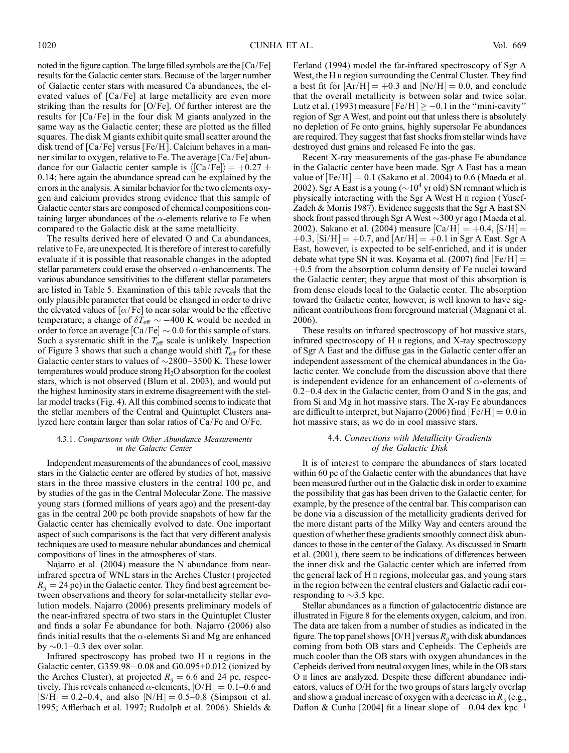noted in the figure caption. The large filled symbols are the [Ca/Fe] results for the Galactic center stars. Because of the larger number of Galactic center stars with measured Ca abundances, the elevated values of [Ca/Fe] at large metallicity are even more striking than the results for [O/Fe]. Of further interest are the results for [Ca/Fe] in the four disk M giants analyzed in the same way as the Galactic center; these are plotted as the filled squares. The disk M giants exhibit quite small scatter around the disk trend of [Ca/Fe] versus [Fe/H]. Calcium behaves in a manner similar to oxygen, relative to Fe. The average [Ca/Fe] abundance for our Galactic center sample is $\langle[\mathrm{Ca/Fe}]\rangle = +0.27 \pm 0.14$; here again the abundance spread can be explained by the errors in the analysis. A similar behavior for the two elements oxygen and calcium provides strong evidence that this sample of Galactic center stars are composed of chemical compositions containing larger abundances of the $\alpha$-elements relative to Fe when compared to the Galactic disk at the same metallicity.

The results derived here of elevated O and Ca abundances, relative to Fe, are unexpected. It is therefore of interest to carefully evaluate if it is possible that reasonable changes in the adopted stellar parameters could erase the observed $\alpha$-enhancements. The various abundance sensitivities to the different stellar parameters are listed in Table 5. Examination of this table reveals that the only plausible parameter that could be changed in order to drive the elevated values of $[\alpha/\mathrm{Fe}]$ to near solar would be the effective temperature; a change of $\delta T_{\mathrm{eff}} \sim -400$ K would be needed in order to force an average $[\mathrm{Ca/Fe}] \sim 0.0$ for this sample of stars. Such a systematic shift in the $T_{\mathrm{eff}}$ scale is unlikely. Inspection of Figure 3 shows that such a change would shift $T_{\mathrm{eff}}$ for these Galactic center stars to values of ~2800–3500 K. These lower temperatures would produce strong $H_2O$ absorption for the coolest stars, which is not observed (Blum et al. 2003), and would put the highest luminosity stars in extreme disagreement with the stellar model tracks (Fig. 4). All this combined seems to indicate that the stellar members of the Central and Quintuplet Clusters analyzed here contain larger than solar ratios of Ca/Fe and O/Fe.

#### 4.3.1. *Comparisons with Other Abundance Measurements in the Galactic Center*

Independent measurements of the abundances of cool, massive stars in the Galactic center are offered by studies of hot, massive stars in the three massive clusters in the central 100 pc, and by studies of the gas in the Central Molecular Zone. The massive young stars (formed millions of years ago) and the present-day gas in the central 200 pc both provide snapshots of how far the Galactic center has chemically evolved to date. One important aspect of such comparisons is the fact that very different analysis techniques are used to measure nebular abundances and chemical compositions of lines in the atmospheres of stars.

Najarro et al. (2004) measure the N abundance from near-infrared spectra of WNL stars in the Arches Cluster (projected $R_g = 24$ pc) in the Galactic center. They find best agreement between observations and theory for solar-metallicity stellar evolution models. Najarro (2006) presents preliminary models of the near-infrared spectra of two stars in the Quintuplet Cluster and finds a solar Fe abundance for both. Najarro (2006) also finds initial results that the $\alpha$-elements Si and Mg are enhanced by ~0.1–0.3 dex over solar.

Infrared spectroscopy has probed two H II regions in the Galactic center, G359.98−0.08 and G0.095+0.012 (ionized by the Arches Cluster), at projected $R_g = 6.6$ and 24 pc, respectively. This reveals enhanced $\alpha$-elements, $[\mathrm{O/H}] = 0.1$–0.6 and $[\mathrm{S/H}] = 0.2$–0.4, and also $[\mathrm{N/H}] = 0.5$–0.8 (Simpson et al. 1995; Afflerbach et al. 1997; Rudolph et al. 2006). Shields & Ferland (1994) model the far-infrared spectroscopy of Sgr A West, the H II region surrounding the Central Cluster. They find a best fit for $[\mathrm{Ar/H}] = +0.3$ and $[\mathrm{Ne/H}] = 0.0$, and conclude that the overall metallicity is between solar and twice solar. Lutz et al. (1993) measure $[\mathrm{Fe/H}] \geq -0.1$ in the "mini-cavity" region of Sgr A West, and point out that unless there is absolutely no depletion of Fe onto grains, highly supersolar Fe abundances are required. They suggest that fast shocks from stellar winds have destroyed dust grains and released Fe into the gas.

Recent X-ray measurements of the gas-phase Fe abundance in the Galactic center have been made. Sgr A East has a mean value of $[\mathrm{Fe/H}] = 0.1$ (Sakano et al. 2004) to 0.6 (Maeda et al. 2002). Sgr A East is a young (~$10^4$ yr old) SN remnant which is physically interacting with the Sgr A West H II region (Yusef-Zadeh & Morris 1987). Evidence suggests that the Sgr A East SN shock front passed through Sgr A West ~300 yr ago (Maeda et al. 2002). Sakano et al. (2004) measure $[\mathrm{Ca/H}] = +0.4$, $[\mathrm{S/H}] = +0.3$, $[\mathrm{Si/H}] = +0.7$, and $[\mathrm{Ar/H}] = +0.1$ in Sgr A East. Sgr A East, however, is expected to be self-enriched, and it is under debate what type SN it was. Koyama et al. (2007) find $[\mathrm{Fe/H}] = +0.5$ from the absorption column density of Fe nuclei toward the Galactic center; they argue that most of this absorption is from dense clouds local to the Galactic center. The absorption toward the Galactic center, however, is well known to have significant contributions from foreground material (Magnani et al. 2006).

These results on infrared spectroscopy of hot massive stars, infrared spectroscopy of H II regions, and X-ray spectroscopy of Sgr A East and the diffuse gas in the Galactic center offer an independent assessment of the chemical abundances in the Galactic center. We conclude from the discussion above that there is independent evidence for an enhancement of $\alpha$-elements of 0.2–0.4 dex in the Galactic center, from O and S in the gas, and from Si and Mg in hot massive stars. The X-ray Fe abundances are difficult to interpret, but Najarro (2006) find $[\mathrm{Fe/H}] = 0.0$ in hot massive stars, as we do in cool massive stars.

### 4.4. *Connections with Metallicity Gradients of the Galactic Disk*

It is of interest to compare the abundances of stars located within 60 pc of the Galactic center with the abundances that have been measured further out in the Galactic disk in order to examine the possibility that gas has been driven to the Galactic center, for example, by the presence of the central bar. This comparison can be done via a discussion of the metallicity gradients derived for the more distant parts of the Milky Way and centers around the question of whether these gradients smoothly connect disk abundances to those in the center of the Galaxy. As discussed in Smartt et al. (2001), there seem to be indications of differences between the inner disk and the Galactic center which are inferred from the general lack of H II regions, molecular gas, and young stars in the region between the central clusters and Galactic radii corresponding to ~3.5 kpc.

Stellar abundances as a function of galactocentric distance are illustrated in Figure 8 for the elements oxygen, calcium, and iron. The data are taken from a number of studies as indicated in the figure. The top panel shows [O/H] versus $R_g$ with disk abundances coming from both OB stars and Cepheids. The Cepheids are much cooler than the OB stars with oxygen abundances in the Cepheids derived from neutral oxygen lines, while in the OB stars O II lines are analyzed. Despite these different abundance indicators, values of O/H for the two groups of stars largely overlap and show a gradual increase of oxygen with a decrease in $R_g$ (e.g., Daflon & Cunha [2004] fit a linear slope of $-0.04$ dex kpc$^{-1}$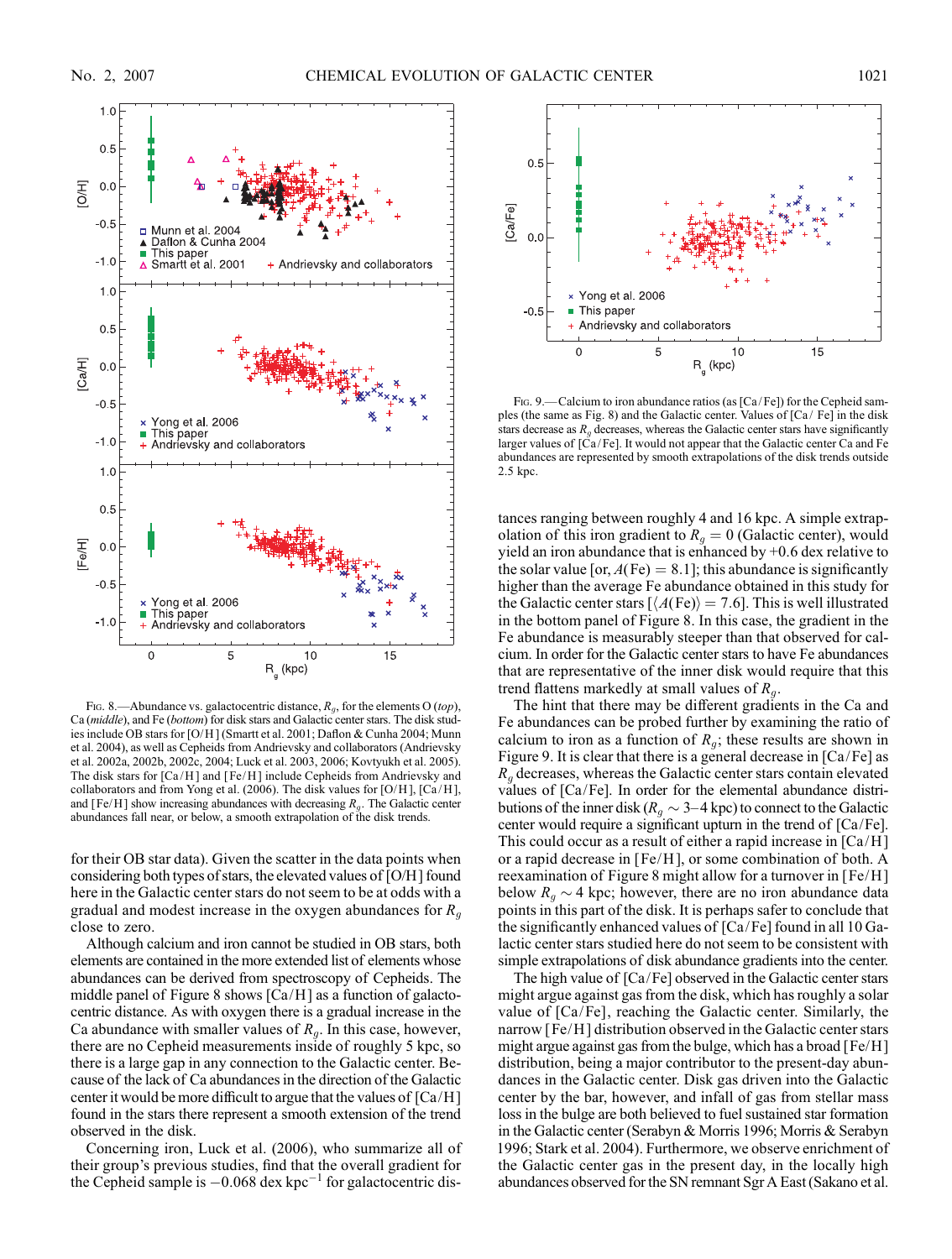Fig. 8.—Abundance vs. galactocentric distance, $R_g$, for the elements O (*top*), Ca (*middle*), and Fe (*bottom*) for disk stars and Galactic center stars. The disk studies include OB stars for [O/H] (Smartt et al. 2001; Daflon & Cunha 2004; Munn et al. 2004), as well as Cepheids from Andrievsky and collaborators (Andrievsky et al. 2002a, 2002b, 2002c, 2004; Luck et al. 2003, 2006; Kovtyukh et al. 2005). The disk stars for [Ca/H] and [Fe/H] include Cepheids from Andrievsky and collaborators and from Yong et al. (2006). The disk values for [O/H], [Ca/H], and [Fe/H] show increasing abundances with decreasing $R_g$. The Galactic center abundances fall near, or below, a smooth extrapolation of the disk trends.

for their OB star data). Given the scatter in the data points when considering both types of stars, the elevated values of [O/H] found here in the Galactic center stars do not seem to be at odds with a gradual and modest increase in the oxygen abundances for $R_g$ close to zero.

Although calcium and iron cannot be studied in OB stars, both elements are contained in the more extended list of elements whose abundances can be derived from spectroscopy of Cepheids. The middle panel of Figure 8 shows [Ca/H] as a function of galactocentric distance. As with oxygen there is a gradual increase in the Ca abundance with smaller values of $R_g$. In this case, however, there are no Cepheid measurements inside of roughly 5 kpc, so there is a large gap in any connection to the Galactic center. Because of the lack of Ca abundances in the direction of the Galactic center it would be more difficult to argue that the values of [Ca/H] found in the stars there represent a smooth extension of the trend observed in the disk.

Concerning iron, Luck et al. (2006), who summarize all of their group's previous studies, find that the overall gradient for the Cepheid sample is $-0.068$ dex kpc$^{-1}$ for galactocentric distances ranging between roughly 4 and 16 kpc. A simple extrapolation of this iron gradient to $R_g = 0$ (Galactic center), would yield an iron abundance that is enhanced by +0.6 dex relative to the solar value [or, $A(\mathrm{Fe}) = 8.1$]; this abundance is significantly higher than the average Fe abundance obtained in this study for the Galactic center stars [$\langle A(\mathrm{Fe})\rangle = 7.6$]. This is well illustrated in the bottom panel of Figure 8. In this case, the gradient in the Fe abundance is measurably steeper than that observed for calcium. In order for the Galactic center stars to have Fe abundances that are representative of the inner disk would require that this trend flattens markedly at small values of $R_g$.

Fig. 9.—Calcium to iron abundance ratios (as [Ca/Fe]) for the Cepheid samples (the same as Fig. 8) and the Galactic center. Values of [Ca/ Fe] in the disk stars decrease as $R_g$ decreases, whereas the Galactic center stars have significantly larger values of [Ca/Fe]. It would not appear that the Galactic center Ca and Fe abundances are represented by smooth extrapolations of the disk trends outside 2.5 kpc.

The hint that there may be different gradients in the Ca and Fe abundances can be probed further by examining the ratio of calcium to iron as a function of $R_g$; these results are shown in Figure 9. It is clear that there is a general decrease in [Ca/Fe] as $R_g$ decreases, whereas the Galactic center stars contain elevated values of [Ca/Fe]. In order for the elemental abundance distributions of the inner disk ($R_g \sim 3$–4 kpc) to connect to the Galactic center would require a significant upturn in the trend of [Ca/Fe]. This could occur as a result of either a rapid increase in [Ca/H] or a rapid decrease in [Fe/H], or some combination of both. A reexamination of Figure 8 might allow for a turnover in [Fe/H] below $R_g \sim 4$ kpc; however, there are no iron abundance data points in this part of the disk. It is perhaps safer to conclude that the significantly enhanced values of [Ca/Fe] found in all 10 Galactic center stars studied here do not seem to be consistent with simple extrapolations of disk abundance gradients into the center.

The high value of [Ca/Fe] observed in the Galactic center stars might argue against gas from the disk, which has roughly a solar value of [Ca/Fe], reaching the Galactic center. Similarly, the narrow [Fe/H] distribution observed in the Galactic center stars might argue against gas from the bulge, which has a broad [Fe/H] distribution, being a major contributor to the present-day abundances in the Galactic center. Disk gas driven into the Galactic center by the bar, however, and infall of gas from stellar mass loss in the bulge are both believed to fuel sustained star formation in the Galactic center (Serabyn & Morris 1996; Morris & Serabyn 1996; Stark et al. 2004). Furthermore, we observe enrichment of the Galactic center gas in the present day, in the locally high abundances observed for the SN remnant Sgr A East (Sakano et al.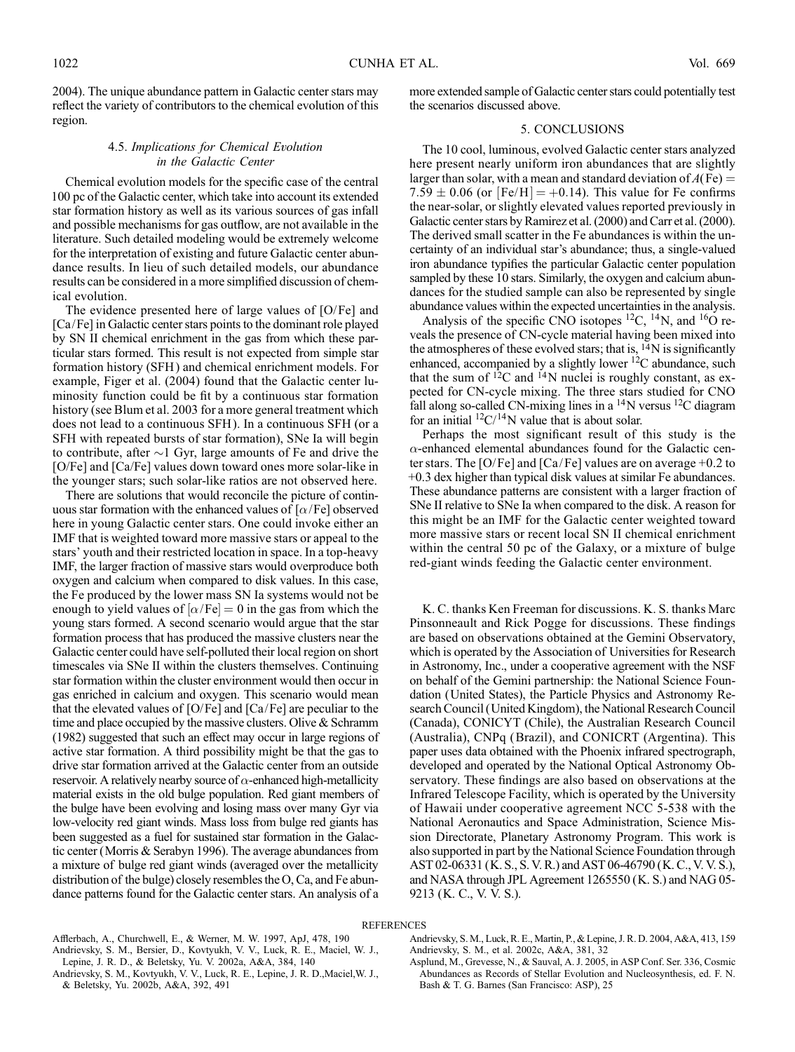2004). The unique abundance pattern in Galactic center stars may reflect the variety of contributors to the chemical evolution of this region.

### 4.5. *Implications for Chemical Evolution in the Galactic Center*

Chemical evolution models for the specific case of the central 100 pc of the Galactic center, which take into account its extended star formation history as well as its various sources of gas infall and possible mechanisms for gas outflow, are not available in the literature. Such detailed modeling would be extremely welcome for the interpretation of existing and future Galactic center abundance results. In lieu of such detailed models, our abundance results can be considered in a more simplified discussion of chemical evolution.

The evidence presented here of large values of [O/Fe] and [Ca/Fe] in Galactic center stars points to the dominant role played by SN II chemical enrichment in the gas from which these particular stars formed. This result is not expected from simple star formation history (SFH) and chemical enrichment models. For example, Figer et al. (2004) found that the Galactic center luminosity function could be fit by a continuous star formation history (see Blum et al. 2003 for a more general treatment which does not lead to a continuous SFH). In a continuous SFH (or a SFH with repeated bursts of star formation), SNe Ia will begin to contribute, after $\sim$1 Gyr, large amounts of Fe and drive the [O/Fe] and [Ca/Fe] values down toward ones more solar-like in the younger stars; such solar-like ratios are not observed here.

There are solutions that would reconcile the picture of continuous star formation with the enhanced values of [$\alpha$/Fe] observed here in young Galactic center stars. One could invoke either an IMF that is weighted toward more massive stars or appeal to the stars' youth and their restricted location in space. In a top-heavy IMF, the larger fraction of massive stars would overproduce both oxygen and calcium when compared to disk values. In this case, the Fe produced by the lower mass SN Ia systems would not be enough to yield values of [$\alpha$/Fe] $= 0$ in the gas from which the young stars formed. A second scenario would argue that the star formation process that has produced the massive clusters near the Galactic center could have self-polluted their local region on short timescales via SNe II within the clusters themselves. Continuing star formation within the cluster environment would then occur in gas enriched in calcium and oxygen. This scenario would mean that the elevated values of [O/Fe] and [Ca/Fe] are peculiar to the time and place occupied by the massive clusters. Olive & Schramm (1982) suggested that such an effect may occur in large regions of active star formation. A third possibility might be that the gas to drive star formation arrived at the Galactic center from an outside reservoir. A relatively nearby source of $\alpha$-enhanced high-metallicity material exists in the old bulge population. Red giant members of the bulge have been evolving and losing mass over many Gyr via low-velocity red giant winds. Mass loss from bulge red giants has been suggested as a fuel for sustained star formation in the Galactic center (Morris & Serabyn 1996). The average abundances from a mixture of bulge red giant winds (averaged over the metallicity distribution of the bulge) closely resembles the O, Ca, and Fe abundance patterns found for the Galactic center stars. An analysis of a more extended sample of Galactic center stars could potentially test the scenarios discussed above.

## 5. CONCLUSIONS

The 10 cool, luminous, evolved Galactic center stars analyzed here present nearly uniform iron abundances that are slightly larger than solar, with a mean and standard deviation of $A(\mathrm{Fe}) = 7.59 \pm 0.06$ (or $[\mathrm{Fe/H}] = +0.14$). This value for Fe confirms the near-solar, or slightly elevated values reported previously in Galactic center stars by Ramírez et al. (2000) and Carr et al. (2000). The derived small scatter in the Fe abundances is within the uncertainty of an individual star's abundance; thus, a single-valued iron abundance typifies the particular Galactic center population sampled by these 10 stars. Similarly, the oxygen and calcium abundances for the studied sample can also be represented by single abundance values within the expected uncertainties in the analysis.

Analysis of the specific CNO isotopes $^{12}$C, $^{14}$N, and $^{16}$O reveals the presence of CN-cycle material having been mixed into the atmospheres of these evolved stars; that is, $^{14}$N is significantly enhanced, accompanied by a slightly lower $^{12}$C abundance, such that the sum of $^{12}$C and $^{14}$N nuclei is roughly constant, as expected for CN-cycle mixing. The three stars studied for CNO fall along so-called CN-mixing lines in a $^{14}$N versus $^{12}$C diagram for an initial $^{12}$C/$^{14}$N value that is about solar.

Perhaps the most significant result of this study is the $\alpha$-enhanced elemental abundances found for the Galactic center stars. The [O/Fe] and [Ca/Fe] values are on average +0.2 to +0.3 dex higher than typical disk values at similar Fe abundances. These abundance patterns are consistent with a larger fraction of SNe II relative to SNe Ia when compared to the disk. A reason for this might be an IMF for the Galactic center weighted toward more massive stars or recent local SN II chemical enrichment within the central 50 pc of the Galaxy, or a mixture of bulge red-giant winds feeding the Galactic center environment.

K. C. thanks Ken Freeman for discussions. K. S. thanks Marc Pinsonneault and Rick Pogge for discussions. These findings are based on observations obtained at the Gemini Observatory, which is operated by the Association of Universities for Research in Astronomy, Inc., under a cooperative agreement with the NSF on behalf of the Gemini partnership: the National Science Foundation (United States), the Particle Physics and Astronomy Research Council (United Kingdom), the National Research Council (Canada), CONICYT (Chile), the Australian Research Council (Australia), CNPq (Brazil), and CONICRT (Argentina). This paper uses data obtained with the Phoenix infrared spectrograph, developed and operated by the National Optical Astronomy Observatory. These findings are also based on observations at the Infrared Telescope Facility, which is operated by the University of Hawaii under cooperative agreement NCC 5-538 with the National Aeronautics and Space Administration, Science Mission Directorate, Planetary Astronomy Program. This work is also supported in part by the National Science Foundation through AST 02-06331 (K. S., S. V. R.) and AST 06-46790 (K. C., V. V. S.), and NASA through JPL Agreement 1265550 (K. S.) and NAG 05-9213 (K. C., V. V. S.).

## REFERENCES

Afflerbach, A., Churchwell, E., & Werner, M. W. 1997, ApJ, 478, 190

Andrievsky, S. M., Bersier, D., Kovtyukh, V. V., Luck, R. E., Maciel, W. J., Lepine, J. R. D., & Beletsky, Yu. V. 2002a, A&A, 384, 140

Andrievsky, S. M., Kovtyukh, V. V., Luck, R. E., Lepine, J. R. D., Maciel, W. J., & Beletsky, Yu. 2002b, A&A, 392, 491

Andrievsky, S. M., Luck, R. E., Martin, P., & Lepine, J. R. D. 2004, A&A, 413, 159

Andrievsky, S. M., et al. 2002c, A&A, 381, 32

Asplund, M., Grevesse, N., & Sauval, A. J. 2005, in ASP Conf. Ser. 336, Cosmic Abundances as Records of Stellar Evolution and Nucleosynthesis, ed. F. N. Bash & T. G. Barnes (San Francisco: ASP), 25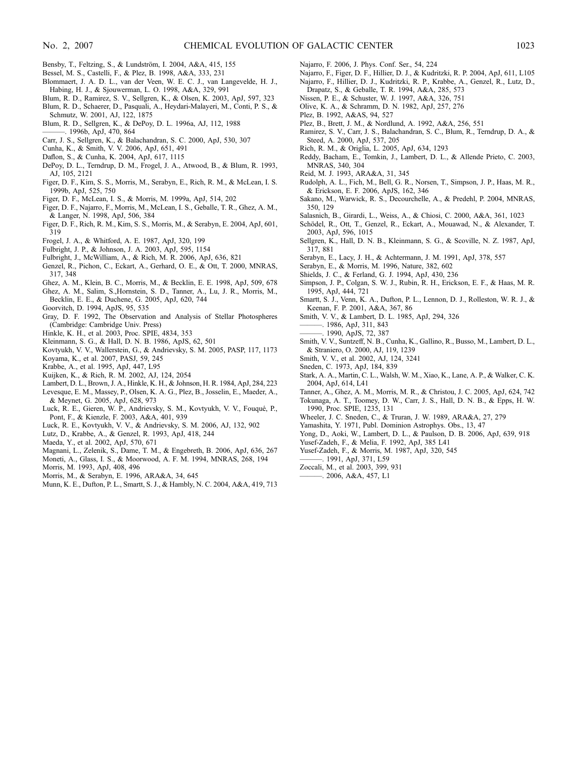Bensby, T., Feltzing, S., & Lundström, I. 2004, A&A, 415, 155
Bessel, M. S., Castelli, F., & Plez, B. 1998, A&A, 333, 231
Blommaert, J. A. D. L., van der Veen, W. E. C. J., van Langevelde, H. J., Habing, H. J., & Sjouwerman, L. O. 1998, A&A, 329, 991
Blum, R. D., Ramirez, S. V., Sellgren, K., & Olsen, K. 2003, ApJ, 597, 323
Blum, R. D., Schaerer, D., Pasquali, A., Heydari-Malayeri, M., Conti, P. S., & Schmutz, W. 2001, AJ, 122, 1875
Blum, R. D., Sellgren, K., & DePoy, D. L. 1996a, AJ, 112, 1988
———. 1996b, ApJ, 470, 864
Carr, J. S., Sellgren, K., & Balachandran, S. C. 2000, ApJ, 530, 307
Cunha, K., & Smith, V. V. 2006, ApJ, 651, 491
Daflon, S., & Cunha, K. 2004, ApJ, 617, 1115
DePoy, D. L., Terndrup, D. M., Frogel, J. A., Atwood, B., & Blum, R. 1993, AJ, 105, 2121
Figer, D. F., Kim, S. S., Morris, M., Serabyn, E., Rich, R. M., & McLean, I. S. 1999b, ApJ, 525, 750
Figer, D. F., McLean, I. S., & Morris, M. 1999a, ApJ, 514, 202
Figer, D. F., Najarro, F., Morris, M., McLean, I. S., Geballe, T. R., Ghez, A. M., & Langer, N. 1998, ApJ, 506, 384
Figer, D. F., Rich, R. M., Kim, S. S., Morris, M., & Serabyn, E. 2004, ApJ, 601, 319
Frogel, J. A., & Whitford, A. E. 1987, ApJ, 320, 199
Fulbright, J. P., & Johnson, J. A. 2003, ApJ, 595, 1154
Fulbright, J., McWilliam, A., & Rich, R. M. 2006, ApJ, 636, 821
Genzel, R., Pichon, C., Eckart, A., Gerhard, O. E., & Ott, T. 2000, MNRAS, 317, 348
Ghez, A. M., Klein, B. C., Morris, M., & Becklin, E. E. 1998, ApJ, 509, 678
Ghez, A. M., Salim, S.,Hornstein, S. D., Tanner, A., Lu, J. R., Morris, M., Becklin, E. E., & Duchene, G. 2005, ApJ, 620, 744
Goorvitch, D. 1994, ApJS, 95, 535
Gray, D. F. 1992, The Observation and Analysis of Stellar Photospheres (Cambridge: Cambridge Univ. Press)
Hinkle, K. H., et al. 2003, Proc. SPIE, 4834, 353
Kleinmann, S. G., & Hall, D. N. B. 1986, ApJS, 62, 501
Kovtyukh, V. V., Wallerstein, G., & Andrievsky, S. M. 2005, PASP, 117, 1173
Koyama, K., et al. 2007, PASJ, 59, 245
Krabbe, A., et al. 1995, ApJ, 447, L95
Kuijken, K., & Rich, R. M. 2002, AJ, 124, 2054
Lambert, D. L., Brown, J. A., Hinkle, K. H., & Johnson, H. R. 1984, ApJ, 284, 223
Levesque, E. M., Massey, P., Olsen, K. A. G., Plez, B., Josselin, E., Maeder, A., & Meynet, G. 2005, ApJ, 628, 973
Luck, R. E., Gieren, W. P., Andrievsky, S. M., Kovtyukh, V. V., Fouqué, P., Pont, F., & Kienzle, F. 2003, A&A, 401, 939
Luck, R. E., Kovtyukh, V. V., & Andrievsky, S. M. 2006, AJ, 132, 902
Lutz, D., Krabbe, A., & Genzel, R. 1993, ApJ, 418, 244
Maeda, Y., et al. 2002, ApJ, 570, 671
Magnani, L., Zelenik, S., Dame, T. M., & Engebreth, B. 2006, ApJ, 636, 267
Moneti, A., Glass, I. S., & Moorwood, A. F. M. 1994, MNRAS, 268, 194
Morris, M. 1993, ApJ, 408, 496
Morris, M., & Serabyn, E. 1996, ARA&A, 34, 645
Munn, K. E., Dufton, P. L., Smartt, S. J., & Hambly, N. C. 2004, A&A, 419, 713
Najarro, F. 2006, J. Phys. Conf. Ser., 54, 224
Najarro, F., Figer, D. F., Hillier, D. J., & Kudritzki, R. P. 2004, ApJ, 611, L105
Najarro, F., Hillier, D. J., Kudritzki, R. P., Krabbe, A., Genzel, R., Lutz, D., Drapatz, S., & Geballe, T. R. 1994, A&A, 285, 573
Nissen, P. E., & Schuster, W. J. 1997, A&A, 326, 751
Olive, K. A., & Schramm, D. N. 1982, ApJ, 257, 276
Plez, B. 1992, A&AS, 94, 527
Plez, B., Brett, J. M., & Nordlund, A. 1992, A&A, 256, 551
Ramirez, S. V., Carr, J. S., Balachandran, S. C., Blum, R., Terndrup, D. A., & Steed, A. 2000, ApJ, 537, 205
Rich, R. M., & Origlia, L. 2005, ApJ, 634, 1293
Reddy, Bacham, E., Tomkin, J., Lambert, D. L., & Allende Prieto, C. 2003, MNRAS, 340, 304
Reid, M. J. 1993, ARA&A, 31, 345
Rudolph, A. L., Fich, M., Bell, G. R., Norsen, T., Simpson, J. P., Haas, M. R., & Erickson, E. F. 2006, ApJS, 162, 346
Sakano, M., Warwick, R. S., Decourchelle, A., & Predehl, P. 2004, MNRAS, 350, 129
Salasnich, B., Girardi, L., Weiss, A., & Chiosi, C. 2000, A&A, 361, 1023
Schödel, R., Ott, T., Genzel, R., Eckart, A., Mouawad, N., & Alexander, T. 2003, ApJ, 596, 1015
Sellgren, K., Hall, D. N. B., Kleinmann, S. G., & Scoville, N. Z. 1987, ApJ, 317, 881
Serabyn, E., Lacy, J. H., & Achtermann, J. M. 1991, ApJ, 378, 557
Serabyn, E., & Morris, M. 1996, Nature, 382, 602
Shields, J. C., & Ferland, G. J. 1994, ApJ, 430, 236
Simpson, J. P., Colgan, S. W. J., Rubin, R. H., Erickson, E. F., & Haas, M. R. 1995, ApJ, 444, 721
Smartt, S. J., Venn, K. A., Dufton, P. L., Lennon, D. J., Rolleston, W. R. J., & Keenan, F. P. 2001, A&A, 367, 86
Smith, V. V., & Lambert, D. L. 1985, ApJ, 294, 326
———. 1986, ApJ, 311, 843
———. 1990, ApJS, 72, 387
Smith, V. V., Suntzeff, N. B., Cunha, K., Gallino, R., Busso, M., Lambert, D. L., & Straniero, O. 2000, AJ, 119, 1239
Smith, V. V., et al. 2002, AJ, 124, 3241
Sneden, C. 1973, ApJ, 184, 839
Stark, A. A., Martin, C. L., Walsh, W. M., Xiao, K., Lane, A. P., & Walker, C. K. 2004, ApJ, 614, L41
Tanner, A., Ghez, A. M., Morris, M. R., & Christou, J. C. 2005, ApJ, 624, 742
Tokunaga, A. T., Toomey, D. W., Carr, J. S., Hall, D. N. B., & Epps, H. W. 1990, Proc. SPIE, 1235, 131
Wheeler, J. C. Sneden, C., & Truran, J. W. 1989, ARA&A, 27, 279
Yamashita, Y. 1971, Publ. Dominion Astrophys. Obs., 13, 47
Yong, D., Aoki, W., Lambert, D. L., & Paulson, D. B. 2006, ApJ, 639, 918
Yusef-Zadeh, F., & Melia, F. 1992, ApJ, 385 L41
Yusef-Zadeh, F., & Morris, M. 1987, ApJ, 320, 545
———. 1991, ApJ, 371, L59
Zoccali, M., et al. 2003, 399, 931
———. 2006, A&A, 457, L1